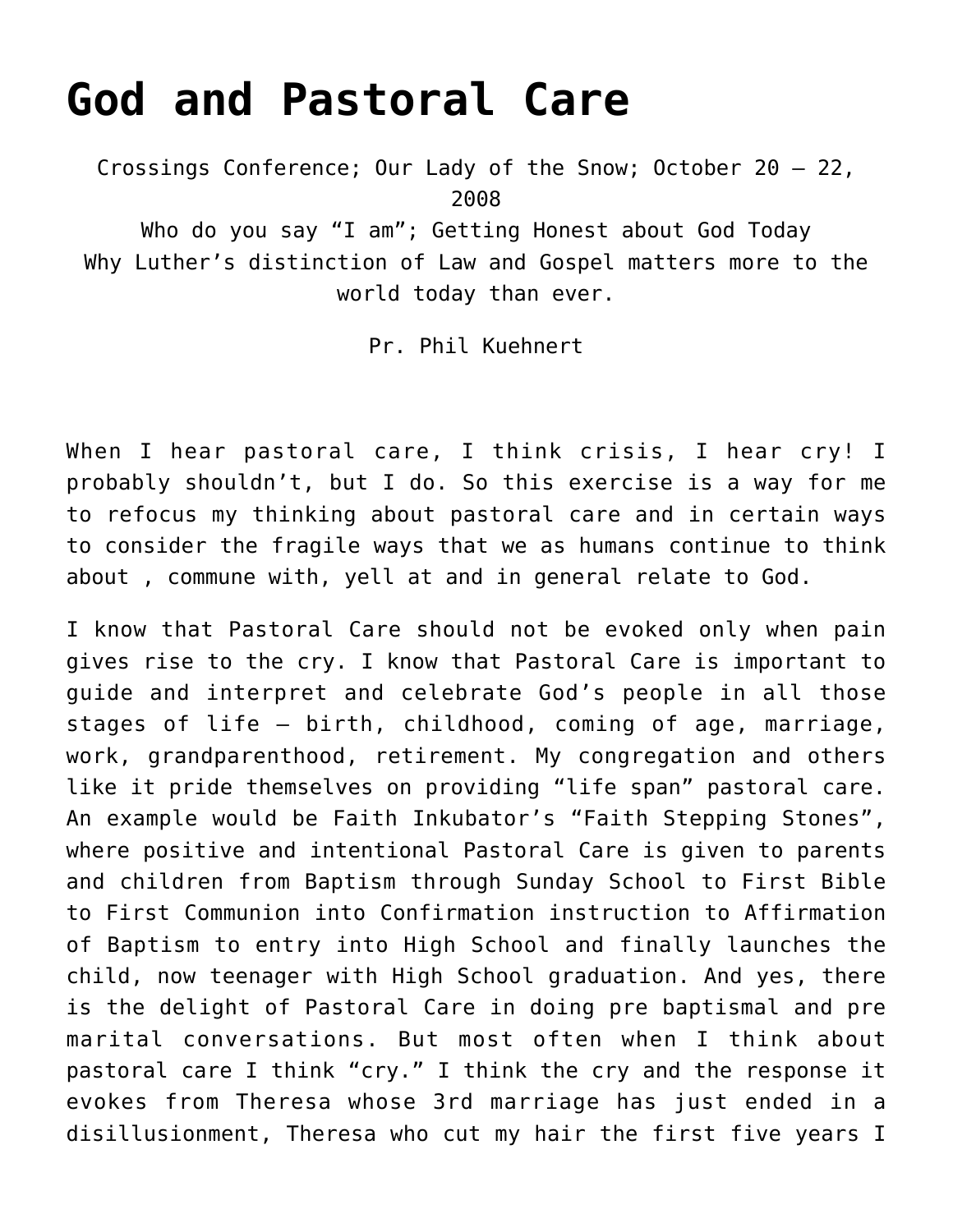# God and Pastoral Care

Crossings Conference; Our Lady of the Snow; October 20 – 22, 2008
Who do you say "I am"; Getting Honest about God Today
Why Luther's distinction of Law and Gospel matters more to the world today than ever.

Pr. Phil Kuehnert

When I hear pastoral care, I think crisis, I hear cry! I probably shouldn't, but I do. So this exercise is a way for me to refocus my thinking about pastoral care and in certain ways to consider the fragile ways that we as humans continue to think about , commune with, yell at and in general relate to God.

I know that Pastoral Care should not be evoked only when pain gives rise to the cry. I know that Pastoral Care is important to guide and interpret and celebrate God's people in all those stages of life – birth, childhood, coming of age, marriage, work, grandparenthood, retirement. My congregation and others like it pride themselves on providing "life span" pastoral care. An example would be Faith Inkubator's "Faith Stepping Stones", where positive and intentional Pastoral Care is given to parents and children from Baptism through Sunday School to First Bible to First Communion into Confirmation instruction to Affirmation of Baptism to entry into High School and finally launches the child, now teenager with High School graduation. And yes, there is the delight of Pastoral Care in doing pre baptismal and pre marital conversations. But most often when I think about pastoral care I think "cry." I think the cry and the response it evokes from Theresa whose 3rd marriage has just ended in a disillusionment, Theresa who cut my hair the first five years I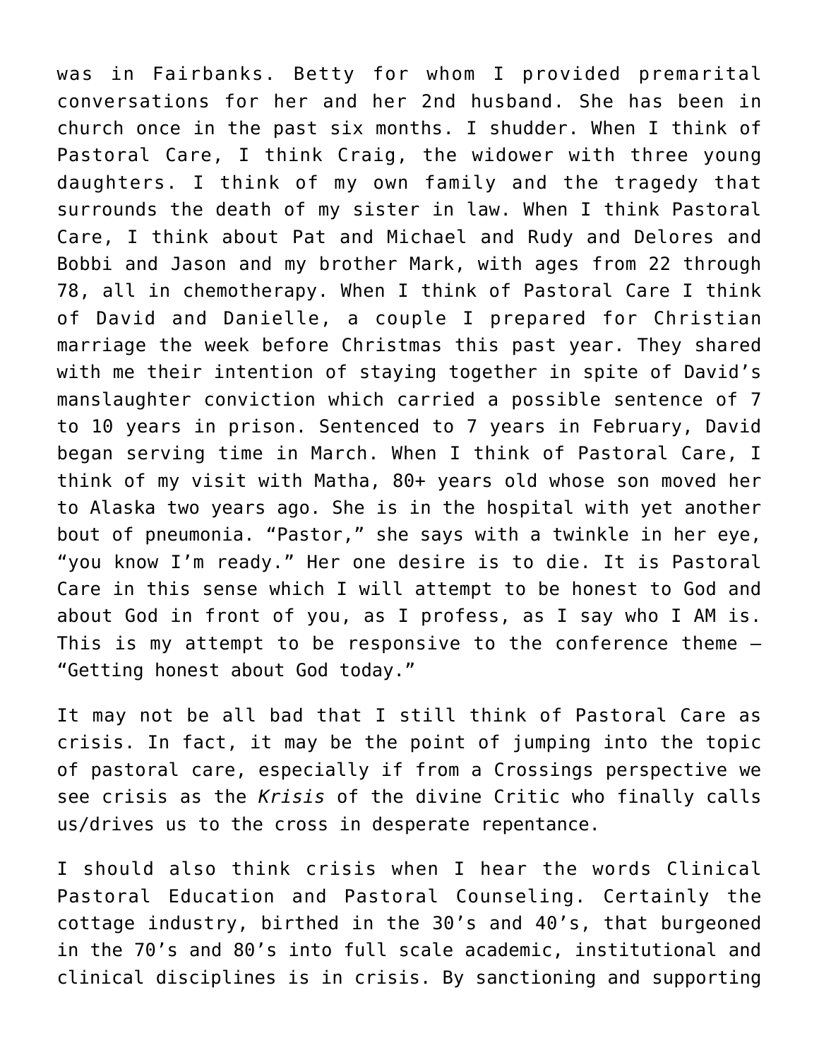was in Fairbanks. Betty for whom I provided premarital conversations for her and her 2nd husband. She has been in church once in the past six months. I shudder. When I think of Pastoral Care, I think Craig, the widower with three young daughters. I think of my own family and the tragedy that surrounds the death of my sister in law. When I think Pastoral Care, I think about Pat and Michael and Rudy and Delores and Bobbi and Jason and my brother Mark, with ages from 22 through 78, all in chemotherapy. When I think of Pastoral Care I think of David and Danielle, a couple I prepared for Christian marriage the week before Christmas this past year. They shared with me their intention of staying together in spite of David's manslaughter conviction which carried a possible sentence of 7 to 10 years in prison. Sentenced to 7 years in February, David began serving time in March. When I think of Pastoral Care, I think of my visit with Matha, 80+ years old whose son moved her to Alaska two years ago. She is in the hospital with yet another bout of pneumonia. "Pastor," she says with a twinkle in her eye, "you know I'm ready." Her one desire is to die. It is Pastoral Care in this sense which I will attempt to be honest to God and about God in front of you, as I profess, as I say who I AM is. This is my attempt to be responsive to the conference theme – "Getting honest about God today."

It may not be all bad that I still think of Pastoral Care as crisis. In fact, it may be the point of jumping into the topic of pastoral care, especially if from a Crossings perspective we see crisis as the *Krisis* of the divine Critic who finally calls us/drives us to the cross in desperate repentance.

I should also think crisis when I hear the words Clinical Pastoral Education and Pastoral Counseling. Certainly the cottage industry, birthed in the 30's and 40's, that burgeoned in the 70's and 80's into full scale academic, institutional and clinical disciplines is in crisis. By sanctioning and supporting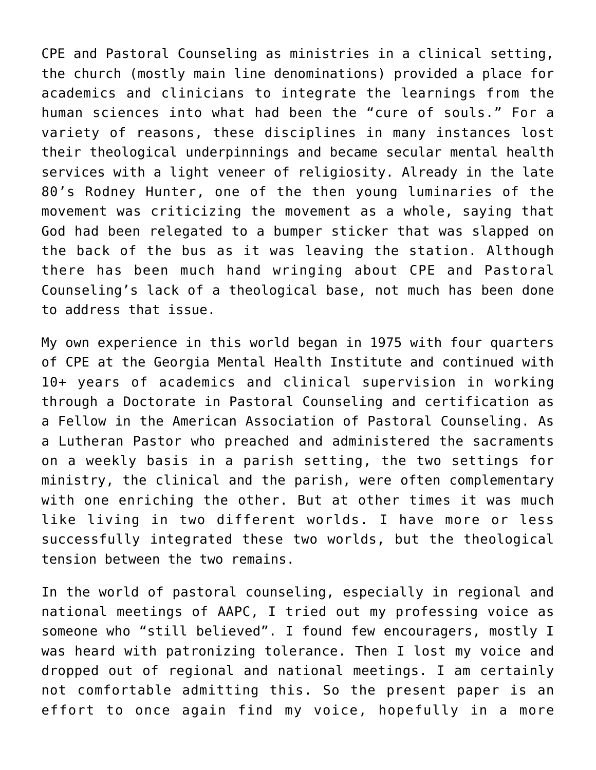CPE and Pastoral Counseling as ministries in a clinical setting, the church (mostly main line denominations) provided a place for academics and clinicians to integrate the learnings from the human sciences into what had been the "cure of souls." For a variety of reasons, these disciplines in many instances lost their theological underpinnings and became secular mental health services with a light veneer of religiosity. Already in the late 80's Rodney Hunter, one of the then young luminaries of the movement was criticizing the movement as a whole, saying that God had been relegated to a bumper sticker that was slapped on the back of the bus as it was leaving the station. Although there has been much hand wringing about CPE and Pastoral Counseling's lack of a theological base, not much has been done to address that issue.

My own experience in this world began in 1975 with four quarters of CPE at the Georgia Mental Health Institute and continued with 10+ years of academics and clinical supervision in working through a Doctorate in Pastoral Counseling and certification as a Fellow in the American Association of Pastoral Counseling. As a Lutheran Pastor who preached and administered the sacraments on a weekly basis in a parish setting, the two settings for ministry, the clinical and the parish, were often complementary with one enriching the other. But at other times it was much like living in two different worlds. I have more or less successfully integrated these two worlds, but the theological tension between the two remains.

In the world of pastoral counseling, especially in regional and national meetings of AAPC, I tried out my professing voice as someone who "still believed". I found few encouragers, mostly I was heard with patronizing tolerance. Then I lost my voice and dropped out of regional and national meetings. I am certainly not comfortable admitting this. So the present paper is an effort to once again find my voice, hopefully in a more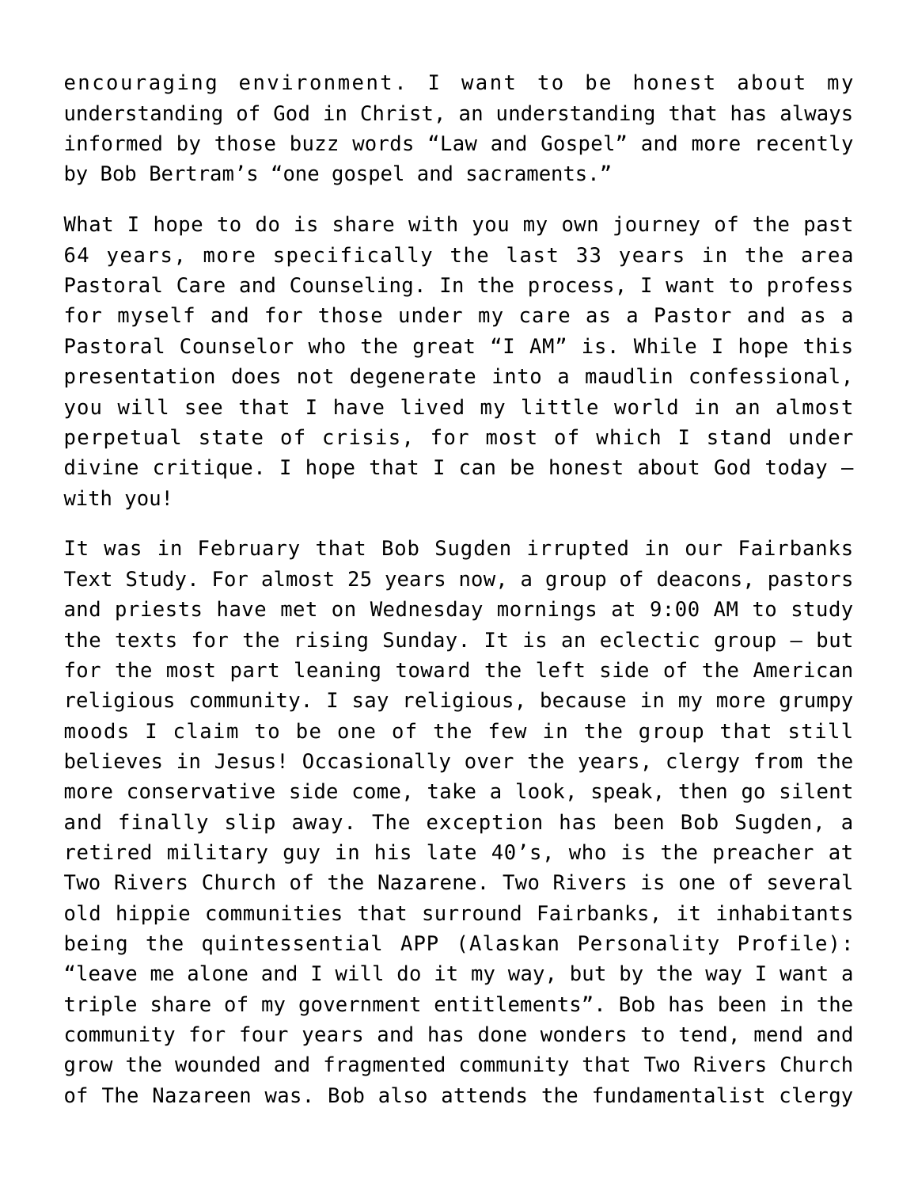encouraging environment. I want to be honest about my understanding of God in Christ, an understanding that has always informed by those buzz words "Law and Gospel" and more recently by Bob Bertram's "one gospel and sacraments."

What I hope to do is share with you my own journey of the past 64 years, more specifically the last 33 years in the area Pastoral Care and Counseling. In the process, I want to profess for myself and for those under my care as a Pastor and as a Pastoral Counselor who the great "I AM" is. While I hope this presentation does not degenerate into a maudlin confessional, you will see that I have lived my little world in an almost perpetual state of crisis, for most of which I stand under divine critique. I hope that I can be honest about God today – with you!

It was in February that Bob Sugden irrupted in our Fairbanks Text Study. For almost 25 years now, a group of deacons, pastors and priests have met on Wednesday mornings at 9:00 AM to study the texts for the rising Sunday. It is an eclectic group – but for the most part leaning toward the left side of the American religious community. I say religious, because in my more grumpy moods I claim to be one of the few in the group that still believes in Jesus! Occasionally over the years, clergy from the more conservative side come, take a look, speak, then go silent and finally slip away. The exception has been Bob Sugden, a retired military guy in his late 40's, who is the preacher at Two Rivers Church of the Nazarene. Two Rivers is one of several old hippie communities that surround Fairbanks, it inhabitants being the quintessential APP (Alaskan Personality Profile): "leave me alone and I will do it my way, but by the way I want a triple share of my government entitlements". Bob has been in the community for four years and has done wonders to tend, mend and grow the wounded and fragmented community that Two Rivers Church of The Nazareen was. Bob also attends the fundamentalist clergy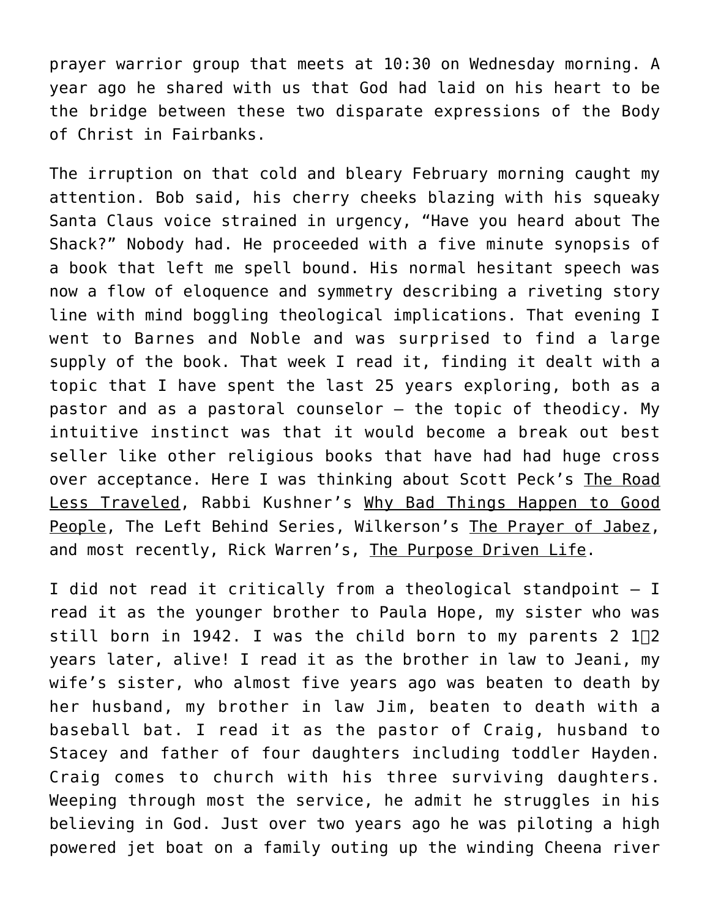prayer warrior group that meets at 10:30 on Wednesday morning. A year ago he shared with us that God had laid on his heart to be the bridge between these two disparate expressions of the Body of Christ in Fairbanks.

The irruption on that cold and bleary February morning caught my attention. Bob said, his cherry cheeks blazing with his squeaky Santa Claus voice strained in urgency, "Have you heard about The Shack?" Nobody had. He proceeded with a five minute synopsis of a book that left me spell bound. His normal hesitant speech was now a flow of eloquence and symmetry describing a riveting story line with mind boggling theological implications. That evening I went to Barnes and Noble and was surprised to find a large supply of the book. That week I read it, finding it dealt with a topic that I have spent the last 25 years exploring, both as a pastor and as a pastoral counselor – the topic of theodicy. My intuitive instinct was that it would become a break out best seller like other religious books that have had had huge cross over acceptance. Here I was thinking about Scott Peck's <u>The Road Less Traveled</u>, Rabbi Kushner's <u>Why Bad Things Happen to Good People</u>, The Left Behind Series, Wilkerson's <u>The Prayer of Jabez</u>, and most recently, Rick Warren's, <u>The Purpose Driven Life</u>.

I did not read it critically from a theological standpoint – I read it as the younger brother to Paula Hope, my sister who was still born in 1942. I was the child born to my parents 2 1⁄2 years later, alive! I read it as the brother in law to Jeani, my wife's sister, who almost five years ago was beaten to death by her husband, my brother in law Jim, beaten to death with a baseball bat. I read it as the pastor of Craig, husband to Stacey and father of four daughters including toddler Hayden. Craig comes to church with his three surviving daughters. Weeping through most the service, he admit he struggles in his believing in God. Just over two years ago he was piloting a high powered jet boat on a family outing up the winding Cheena river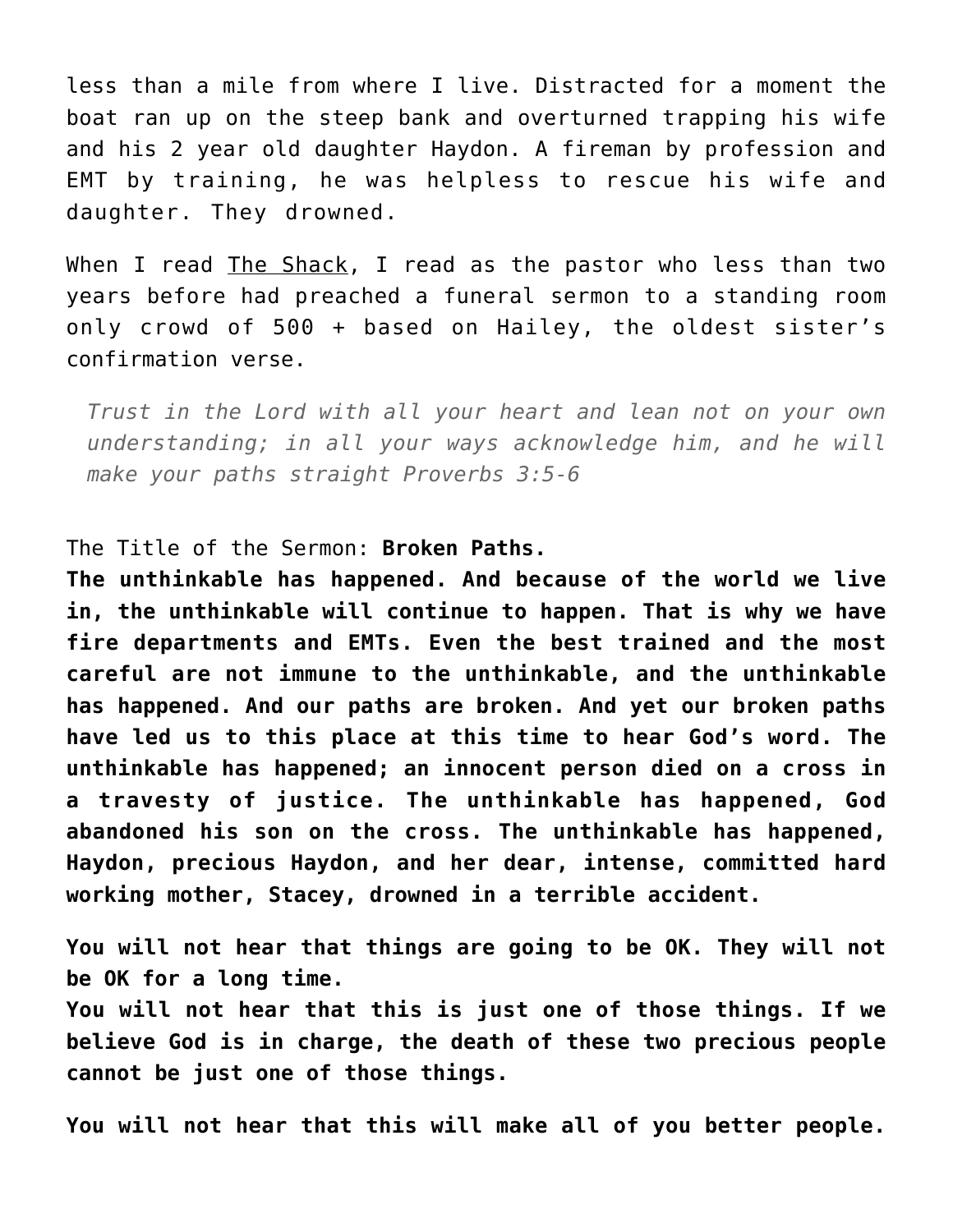less than a mile from where I live. Distracted for a moment the boat ran up on the steep bank and overturned trapping his wife and his 2 year old daughter Haydon. A fireman by profession and EMT by training, he was helpless to rescue his wife and daughter. They drowned.

When I read The Shack, I read as the pastor who less than two years before had preached a funeral sermon to a standing room only crowd of 500 + based on Hailey, the oldest sister's confirmation verse.

> *Trust in the Lord with all your heart and lean not on your own understanding; in all your ways acknowledge him, and he will make your paths straight Proverbs 3:5-6*

The Title of the Sermon: **Broken Paths.**
**The unthinkable has happened. And because of the world we live in, the unthinkable will continue to happen. That is why we have fire departments and EMTs. Even the best trained and the most careful are not immune to the unthinkable, and the unthinkable has happened. And our paths are broken. And yet our broken paths have led us to this place at this time to hear God's word. The unthinkable has happened; an innocent person died on a cross in a travesty of justice. The unthinkable has happened, God abandoned his son on the cross. The unthinkable has happened, Haydon, precious Haydon, and her dear, intense, committed hard working mother, Stacey, drowned in a terrible accident.**

**You will not hear that things are going to be OK. They will not be OK for a long time.**
**You will not hear that this is just one of those things. If we believe God is in charge, the death of these two precious people cannot be just one of those things.**

**You will not hear that this will make all of you better people.**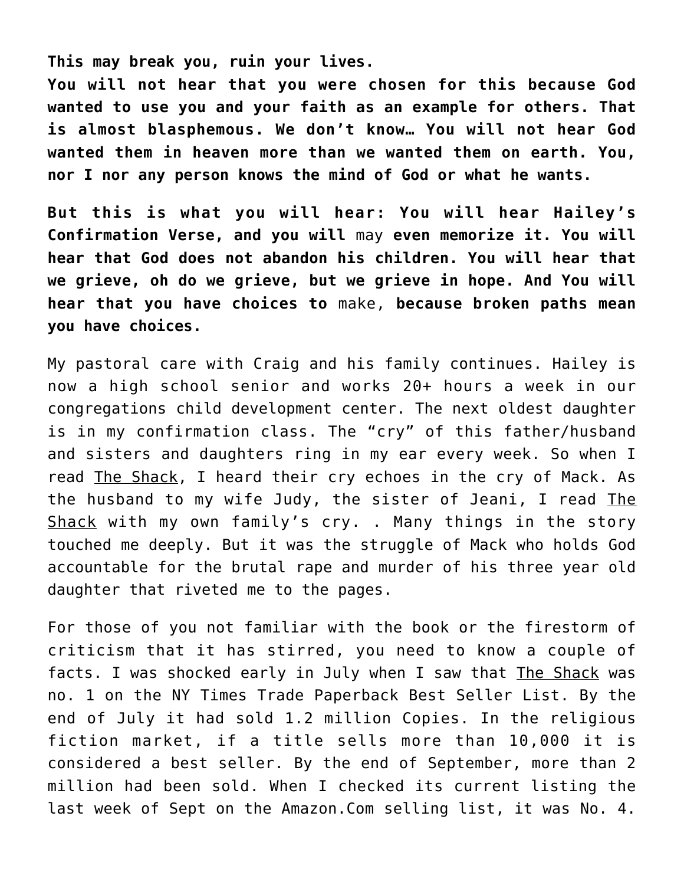**This may break you, ruin your lives.**
**You will not hear that you were chosen for this because God wanted to use you and your faith as an example for others. That is almost blasphemous. We don't know… You will not hear God wanted them in heaven more than we wanted them on earth. You, nor I nor any person knows the mind of God or what he wants.**

**But this is what you will hear: You will hear Hailey's Confirmation Verse, and you will** may **even memorize it. You will hear that God does not abandon his children. You will hear that we grieve, oh do we grieve, but we grieve in hope. And You will hear that you have choices to** make, **because broken paths mean you have choices.**

My pastoral care with Craig and his family continues. Hailey is now a high school senior and works 20+ hours a week in our congregations child development center. The next oldest daughter is in my confirmation class. The "cry" of this father/husband and sisters and daughters ring in my ear every week. So when I read <u>The Shack</u>, I heard their cry echoes in the cry of Mack. As the husband to my wife Judy, the sister of Jeani, I read <u>The Shack</u> with my own family's cry. . Many things in the story touched me deeply. But it was the struggle of Mack who holds God accountable for the brutal rape and murder of his three year old daughter that riveted me to the pages.

For those of you not familiar with the book or the firestorm of criticism that it has stirred, you need to know a couple of facts. I was shocked early in July when I saw that <u>The Shack</u> was no. 1 on the NY Times Trade Paperback Best Seller List. By the end of July it had sold 1.2 million Copies. In the religious fiction market, if a title sells more than 10,000 it is considered a best seller. By the end of September, more than 2 million had been sold. When I checked its current listing the last week of Sept on the Amazon.Com selling list, it was No. 4.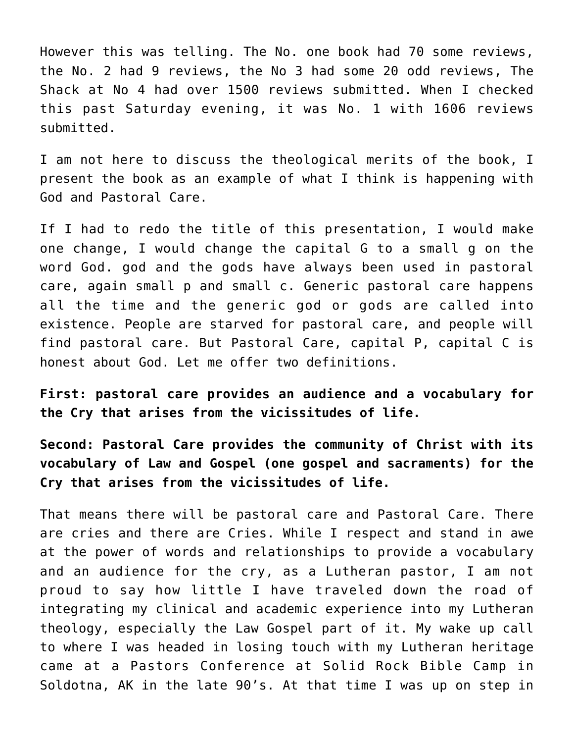However this was telling. The No. one book had 70 some reviews, the No. 2 had 9 reviews, the No 3 had some 20 odd reviews, The Shack at No 4 had over 1500 reviews submitted. When I checked this past Saturday evening, it was No. 1 with 1606 reviews submitted.

I am not here to discuss the theological merits of the book, I present the book as an example of what I think is happening with God and Pastoral Care.

If I had to redo the title of this presentation, I would make one change, I would change the capital G to a small g on the word God. god and the gods have always been used in pastoral care, again small p and small c. Generic pastoral care happens all the time and the generic god or gods are called into existence. People are starved for pastoral care, and people will find pastoral care. But Pastoral Care, capital P, capital C is honest about God. Let me offer two definitions.

**First: pastoral care provides an audience and a vocabulary for the Cry that arises from the vicissitudes of life.**

**Second: Pastoral Care provides the community of Christ with its vocabulary of Law and Gospel (one gospel and sacraments) for the Cry that arises from the vicissitudes of life.**

That means there will be pastoral care and Pastoral Care. There are cries and there are Cries. While I respect and stand in awe at the power of words and relationships to provide a vocabulary and an audience for the cry, as a Lutheran pastor, I am not proud to say how little I have traveled down the road of integrating my clinical and academic experience into my Lutheran theology, especially the Law Gospel part of it. My wake up call to where I was headed in losing touch with my Lutheran heritage came at a Pastors Conference at Solid Rock Bible Camp in Soldotna, AK in the late 90's. At that time I was up on step in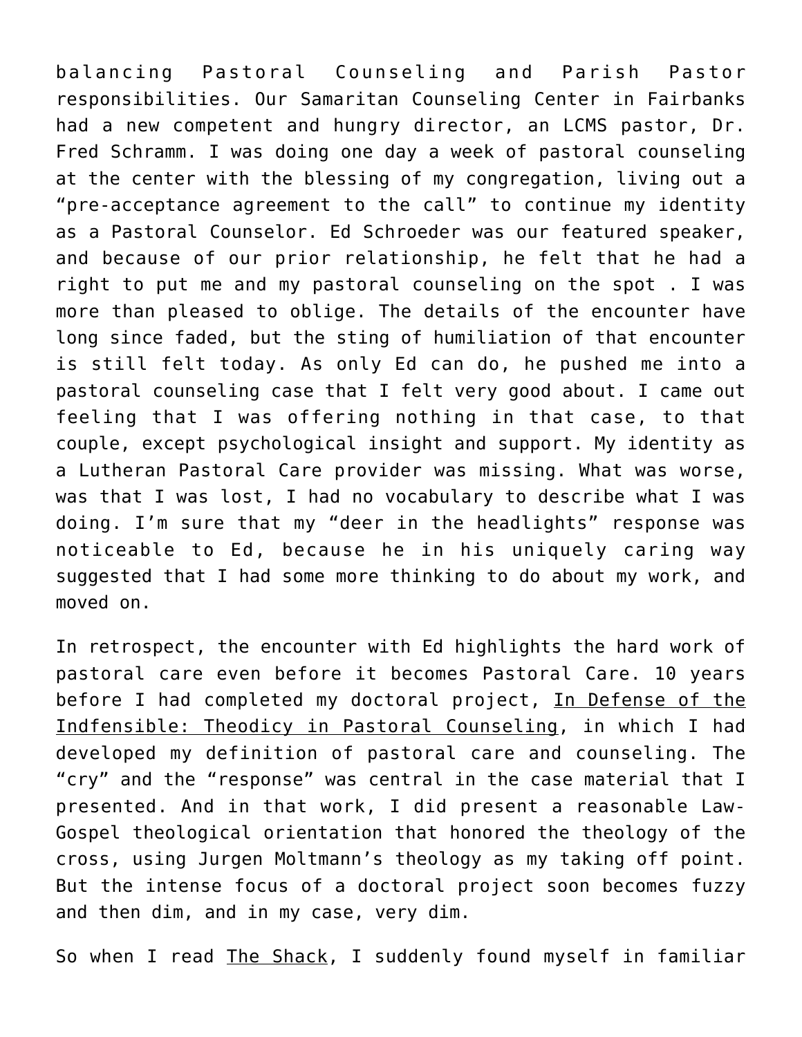balancing Pastoral Counseling and Parish Pastor responsibilities. Our Samaritan Counseling Center in Fairbanks had a new competent and hungry director, an LCMS pastor, Dr. Fred Schramm. I was doing one day a week of pastoral counseling at the center with the blessing of my congregation, living out a "pre-acceptance agreement to the call" to continue my identity as a Pastoral Counselor. Ed Schroeder was our featured speaker, and because of our prior relationship, he felt that he had a right to put me and my pastoral counseling on the spot . I was more than pleased to oblige. The details of the encounter have long since faded, but the sting of humiliation of that encounter is still felt today. As only Ed can do, he pushed me into a pastoral counseling case that I felt very good about. I came out feeling that I was offering nothing in that case, to that couple, except psychological insight and support. My identity as a Lutheran Pastoral Care provider was missing. What was worse, was that I was lost, I had no vocabulary to describe what I was doing. I'm sure that my "deer in the headlights" response was noticeable to Ed, because he in his uniquely caring way suggested that I had some more thinking to do about my work, and moved on.

In retrospect, the encounter with Ed highlights the hard work of pastoral care even before it becomes Pastoral Care. 10 years before I had completed my doctoral project, <u>In Defense of the Indfensible: Theodicy in Pastoral Counseling</u>, in which I had developed my definition of pastoral care and counseling. The "cry" and the "response" was central in the case material that I presented. And in that work, I did present a reasonable Law-Gospel theological orientation that honored the theology of the cross, using Jurgen Moltmann's theology as my taking off point. But the intense focus of a doctoral project soon becomes fuzzy and then dim, and in my case, very dim.

So when I read <u>The Shack</u>, I suddenly found myself in familiar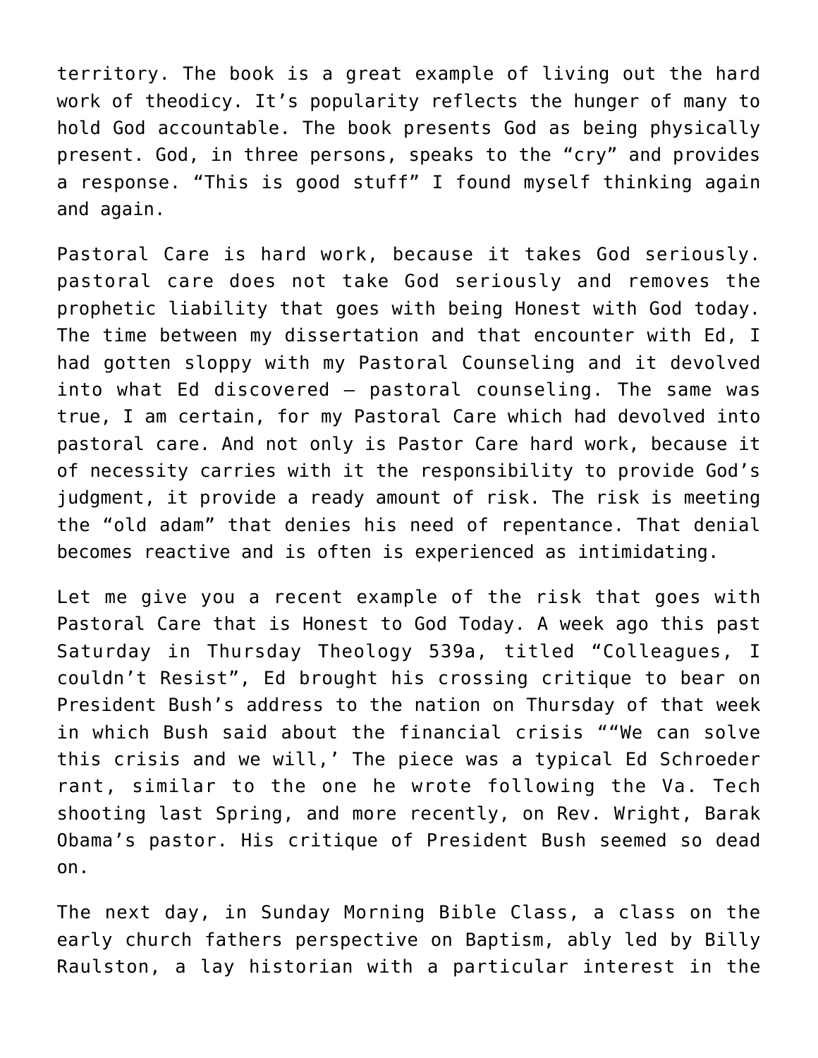territory. The book is a great example of living out the hard work of theodicy. It's popularity reflects the hunger of many to hold God accountable. The book presents God as being physically present. God, in three persons, speaks to the "cry" and provides a response. "This is good stuff" I found myself thinking again and again.

Pastoral Care is hard work, because it takes God seriously. pastoral care does not take God seriously and removes the prophetic liability that goes with being Honest with God today. The time between my dissertation and that encounter with Ed, I had gotten sloppy with my Pastoral Counseling and it devolved into what Ed discovered – pastoral counseling. The same was true, I am certain, for my Pastoral Care which had devolved into pastoral care. And not only is Pastor Care hard work, because it of necessity carries with it the responsibility to provide God's judgment, it provide a ready amount of risk. The risk is meeting the "old adam" that denies his need of repentance. That denial becomes reactive and is often is experienced as intimidating.

Let me give you a recent example of the risk that goes with Pastoral Care that is Honest to God Today. A week ago this past Saturday in Thursday Theology 539a, titled "Colleagues, I couldn't Resist", Ed brought his crossing critique to bear on President Bush's address to the nation on Thursday of that week in which Bush said about the financial crisis ""We can solve this crisis and we will,' The piece was a typical Ed Schroeder rant, similar to the one he wrote following the Va. Tech shooting last Spring, and more recently, on Rev. Wright, Barak Obama's pastor. His critique of President Bush seemed so dead on.

The next day, in Sunday Morning Bible Class, a class on the early church fathers perspective on Baptism, ably led by Billy Raulston, a lay historian with a particular interest in the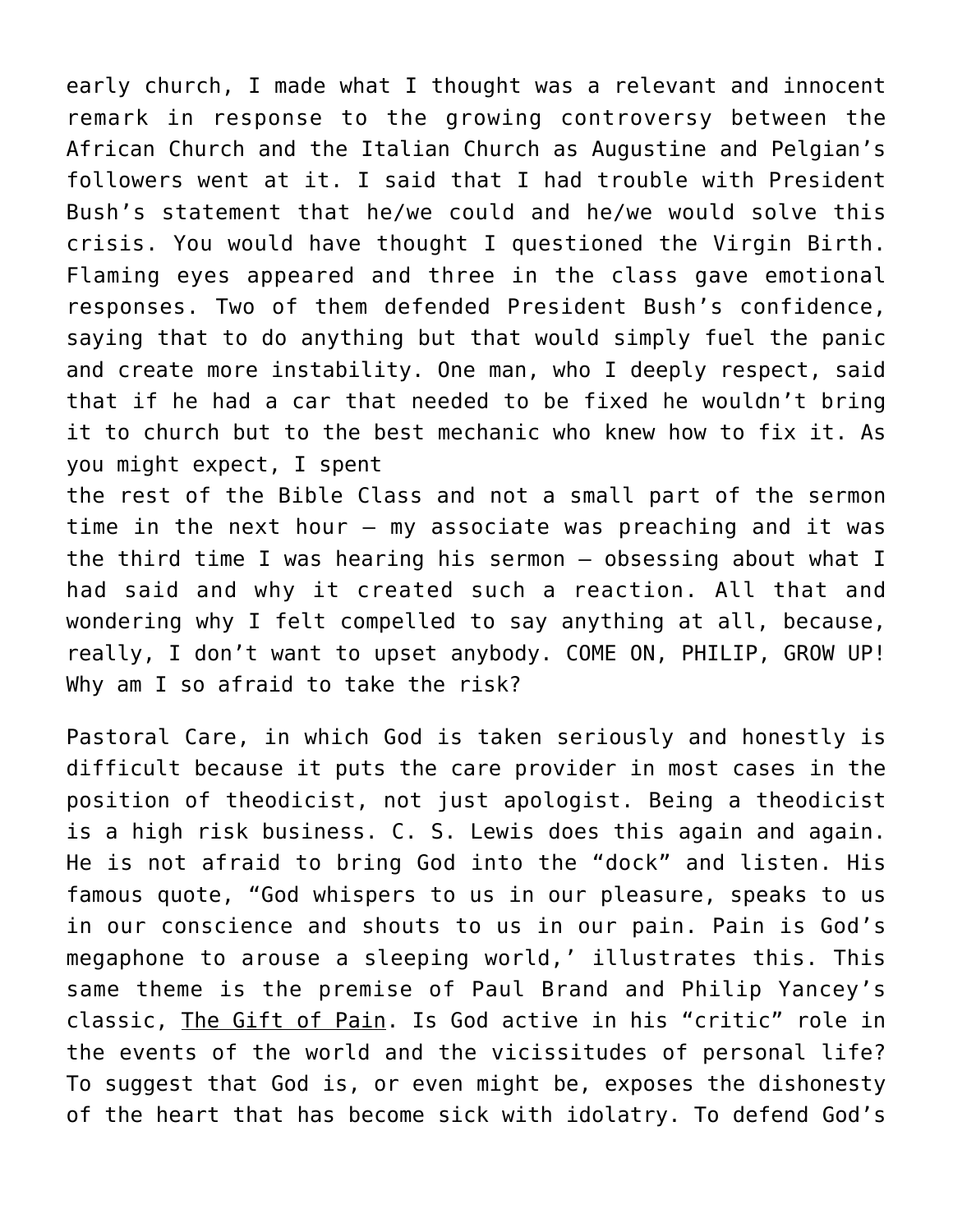early church, I made what I thought was a relevant and innocent remark in response to the growing controversy between the African Church and the Italian Church as Augustine and Pelgian's followers went at it. I said that I had trouble with President Bush's statement that he/we could and he/we would solve this crisis. You would have thought I questioned the Virgin Birth. Flaming eyes appeared and three in the class gave emotional responses. Two of them defended President Bush's confidence, saying that to do anything but that would simply fuel the panic and create more instability. One man, who I deeply respect, said that if he had a car that needed to be fixed he wouldn't bring it to church but to the best mechanic who knew how to fix it. As you might expect, I spent the rest of the Bible Class and not a small part of the sermon time in the next hour – my associate was preaching and it was the third time I was hearing his sermon – obsessing about what I had said and why it created such a reaction. All that and wondering why I felt compelled to say anything at all, because, really, I don't want to upset anybody. COME ON, PHILIP, GROW UP! Why am I so afraid to take the risk?

Pastoral Care, in which God is taken seriously and honestly is difficult because it puts the care provider in most cases in the position of theodicist, not just apologist. Being a theodicist is a high risk business. C. S. Lewis does this again and again. He is not afraid to bring God into the "dock" and listen. His famous quote, "God whispers to us in our pleasure, speaks to us in our conscience and shouts to us in our pain. Pain is God's megaphone to arouse a sleeping world,' illustrates this. This same theme is the premise of Paul Brand and Philip Yancey's classic, The Gift of Pain. Is God active in his "critic" role in the events of the world and the vicissitudes of personal life? To suggest that God is, or even might be, exposes the dishonesty of the heart that has become sick with idolatry. To defend God's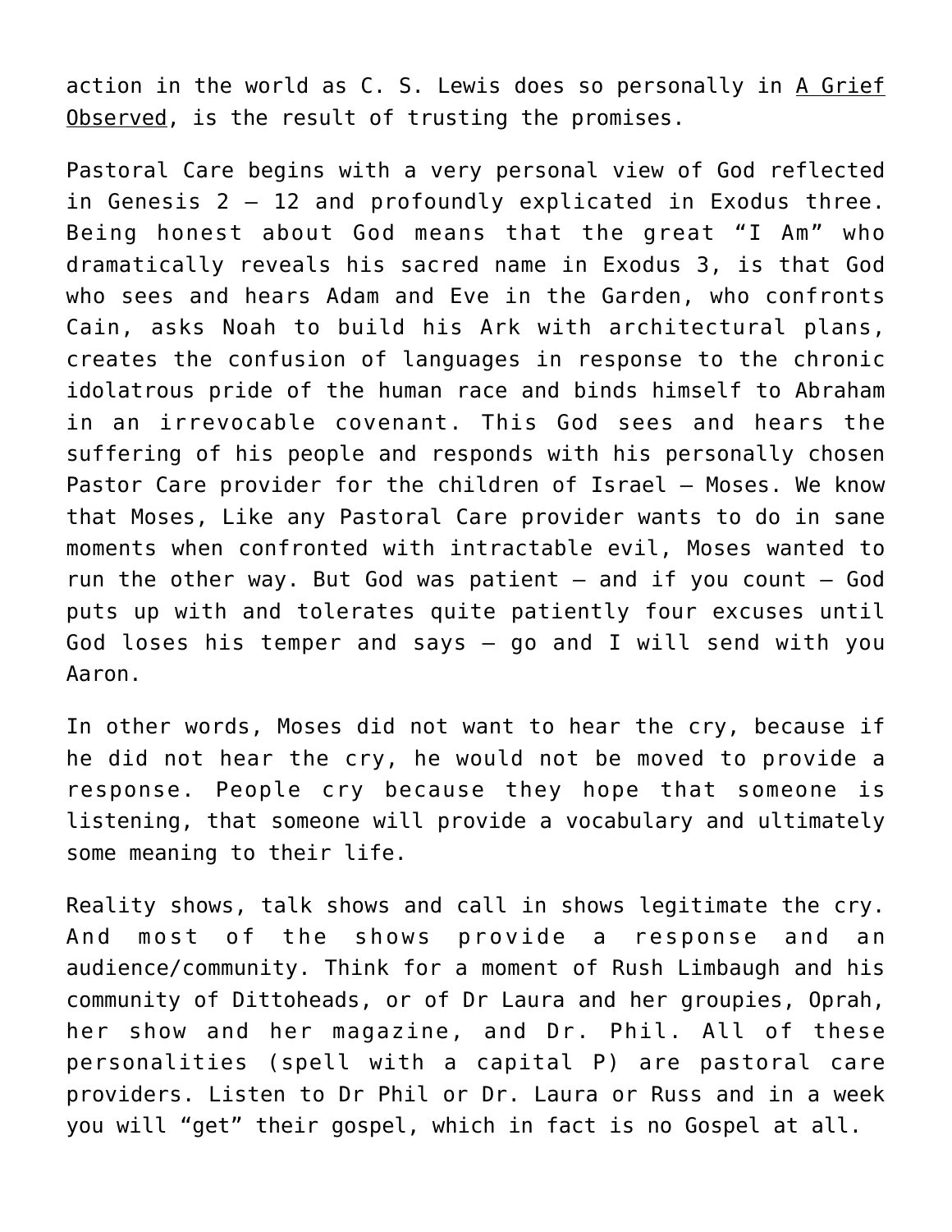action in the world as C. S. Lewis does so personally in A Grief Observed, is the result of trusting the promises.

Pastoral Care begins with a very personal view of God reflected in Genesis 2 – 12 and profoundly explicated in Exodus three. Being honest about God means that the great "I Am" who dramatically reveals his sacred name in Exodus 3, is that God who sees and hears Adam and Eve in the Garden, who confronts Cain, asks Noah to build his Ark with architectural plans, creates the confusion of languages in response to the chronic idolatrous pride of the human race and binds himself to Abraham in an irrevocable covenant. This God sees and hears the suffering of his people and responds with his personally chosen Pastor Care provider for the children of Israel – Moses. We know that Moses, Like any Pastoral Care provider wants to do in sane moments when confronted with intractable evil, Moses wanted to run the other way. But God was patient – and if you count – God puts up with and tolerates quite patiently four excuses until God loses his temper and says – go and I will send with you Aaron.

In other words, Moses did not want to hear the cry, because if he did not hear the cry, he would not be moved to provide a response. People cry because they hope that someone is listening, that someone will provide a vocabulary and ultimately some meaning to their life.

Reality shows, talk shows and call in shows legitimate the cry. And most of the shows provide a response and an audience/community. Think for a moment of Rush Limbaugh and his community of Dittoheads, or of Dr Laura and her groupies, Oprah, her show and her magazine, and Dr. Phil. All of these personalities (spell with a capital P) are pastoral care providers. Listen to Dr Phil or Dr. Laura or Russ and in a week you will "get" their gospel, which in fact is no Gospel at all.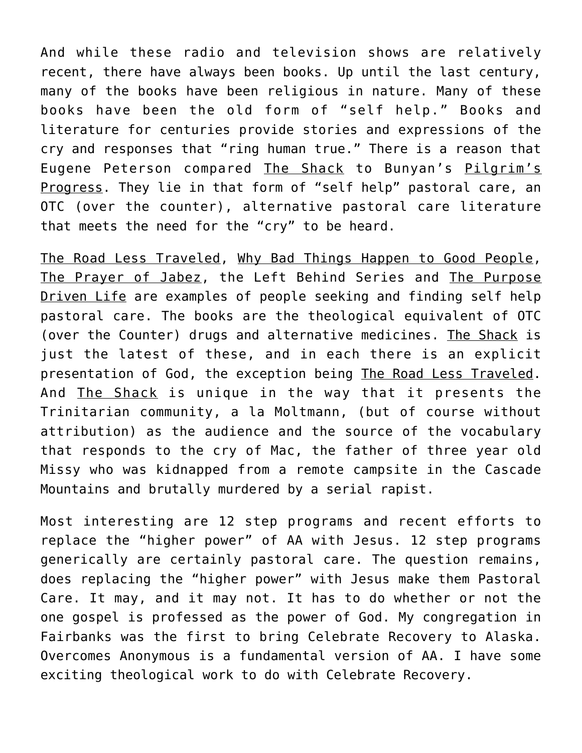And while these radio and television shows are relatively recent, there have always been books. Up until the last century, many of the books have been religious in nature. Many of these books have been the old form of "self help." Books and literature for centuries provide stories and expressions of the cry and responses that "ring human true." There is a reason that Eugene Peterson compared The Shack to Bunyan's Pilgrim's Progress. They lie in that form of "self help" pastoral care, an OTC (over the counter), alternative pastoral care literature that meets the need for the "cry" to be heard.

The Road Less Traveled, Why Bad Things Happen to Good People, The Prayer of Jabez, the Left Behind Series and The Purpose Driven Life are examples of people seeking and finding self help pastoral care. The books are the theological equivalent of OTC (over the Counter) drugs and alternative medicines. The Shack is just the latest of these, and in each there is an explicit presentation of God, the exception being The Road Less Traveled. And The Shack is unique in the way that it presents the Trinitarian community, a la Moltmann, (but of course without attribution) as the audience and the source of the vocabulary that responds to the cry of Mac, the father of three year old Missy who was kidnapped from a remote campsite in the Cascade Mountains and brutally murdered by a serial rapist.

Most interesting are 12 step programs and recent efforts to replace the "higher power" of AA with Jesus. 12 step programs generically are certainly pastoral care. The question remains, does replacing the "higher power" with Jesus make them Pastoral Care. It may, and it may not. It has to do whether or not the one gospel is professed as the power of God. My congregation in Fairbanks was the first to bring Celebrate Recovery to Alaska. Overcomes Anonymous is a fundamental version of AA. I have some exciting theological work to do with Celebrate Recovery.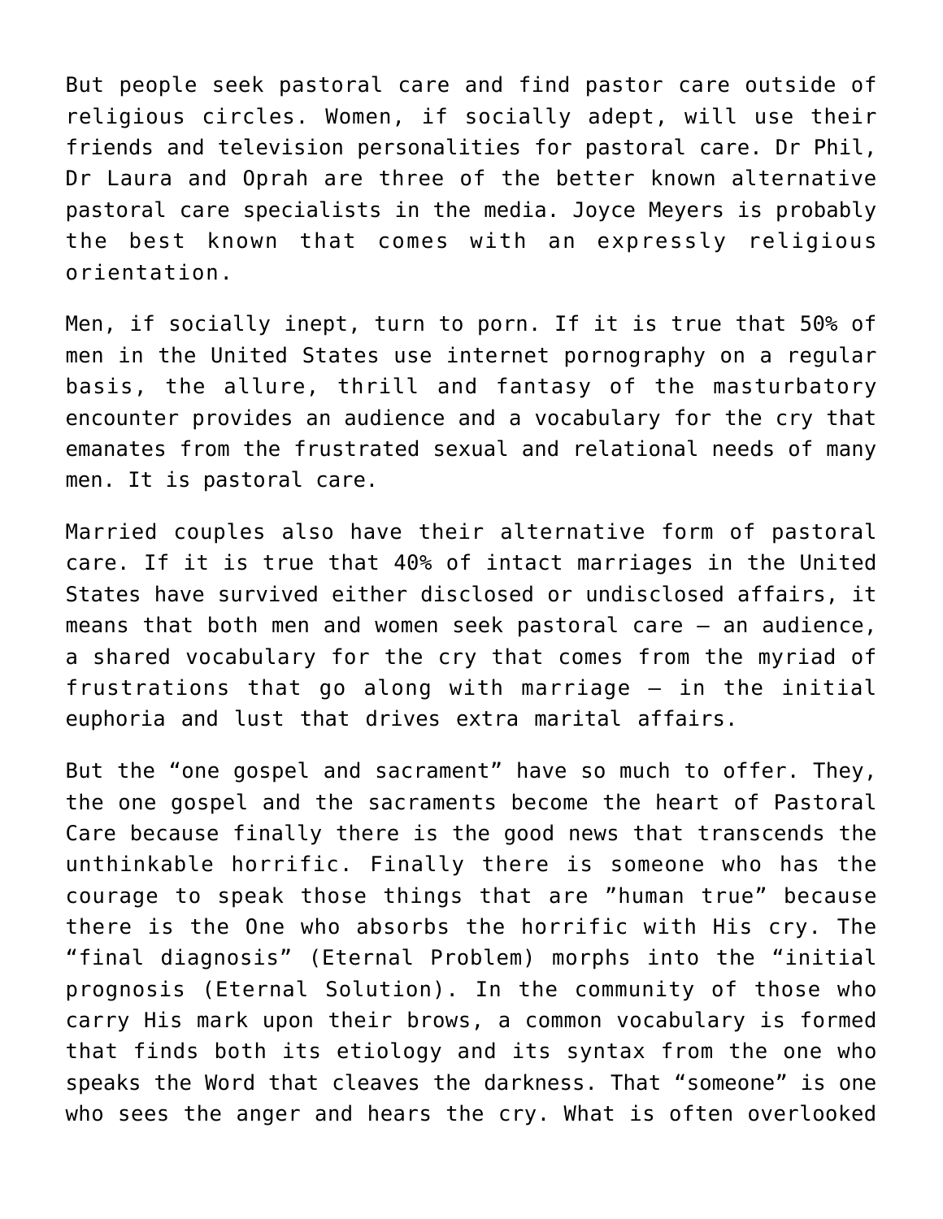But people seek pastoral care and find pastor care outside of religious circles. Women, if socially adept, will use their friends and television personalities for pastoral care. Dr Phil, Dr Laura and Oprah are three of the better known alternative pastoral care specialists in the media. Joyce Meyers is probably the best known that comes with an expressly religious orientation.

Men, if socially inept, turn to porn. If it is true that 50% of men in the United States use internet pornography on a regular basis, the allure, thrill and fantasy of the masturbatory encounter provides an audience and a vocabulary for the cry that emanates from the frustrated sexual and relational needs of many men. It is pastoral care.

Married couples also have their alternative form of pastoral care. If it is true that 40% of intact marriages in the United States have survived either disclosed or undisclosed affairs, it means that both men and women seek pastoral care – an audience, a shared vocabulary for the cry that comes from the myriad of frustrations that go along with marriage – in the initial euphoria and lust that drives extra marital affairs.

But the "one gospel and sacrament" have so much to offer. They, the one gospel and the sacraments become the heart of Pastoral Care because finally there is the good news that transcends the unthinkable horrific. Finally there is someone who has the courage to speak those things that are "human true" because there is the One who absorbs the horrific with His cry. The "final diagnosis" (Eternal Problem) morphs into the "initial prognosis (Eternal Solution). In the community of those who carry His mark upon their brows, a common vocabulary is formed that finds both its etiology and its syntax from the one who speaks the Word that cleaves the darkness. That "someone" is one who sees the anger and hears the cry. What is often overlooked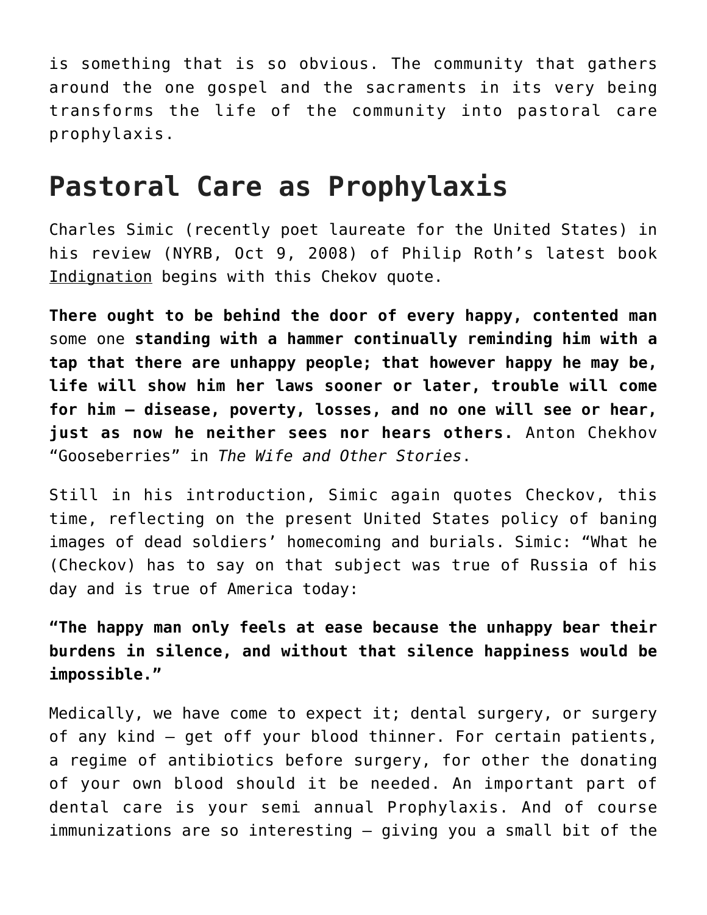is something that is so obvious. The community that gathers around the one gospel and the sacraments in its very being transforms the life of the community into pastoral care prophylaxis.

## Pastoral Care as Prophylaxis

Charles Simic (recently poet laureate for the United States) in his review (NYRB, Oct 9, 2008) of Philip Roth's latest book Indignation begins with this Chekov quote.

**There ought to be behind the door of every happy, contented man** some one **standing with a hammer continually reminding him with a tap that there are unhappy people; that however happy he may be, life will show him her laws sooner or later, trouble will come for him — disease, poverty, losses, and no one will see or hear, just as now he neither sees nor hears others.** Anton Chekhov "Gooseberries" in *The Wife and Other Stories*.

Still in his introduction, Simic again quotes Checkov, this time, reflecting on the present United States policy of baning images of dead soldiers' homecoming and burials. Simic: "What he (Checkov) has to say on that subject was true of Russia of his day and is true of America today:

**"The happy man only feels at ease because the unhappy bear their burdens in silence, and without that silence happiness would be impossible."**

Medically, we have come to expect it; dental surgery, or surgery of any kind — get off your blood thinner. For certain patients, a regime of antibiotics before surgery, for other the donating of your own blood should it be needed. An important part of dental care is your semi annual Prophylaxis. And of course immunizations are so interesting — giving you a small bit of the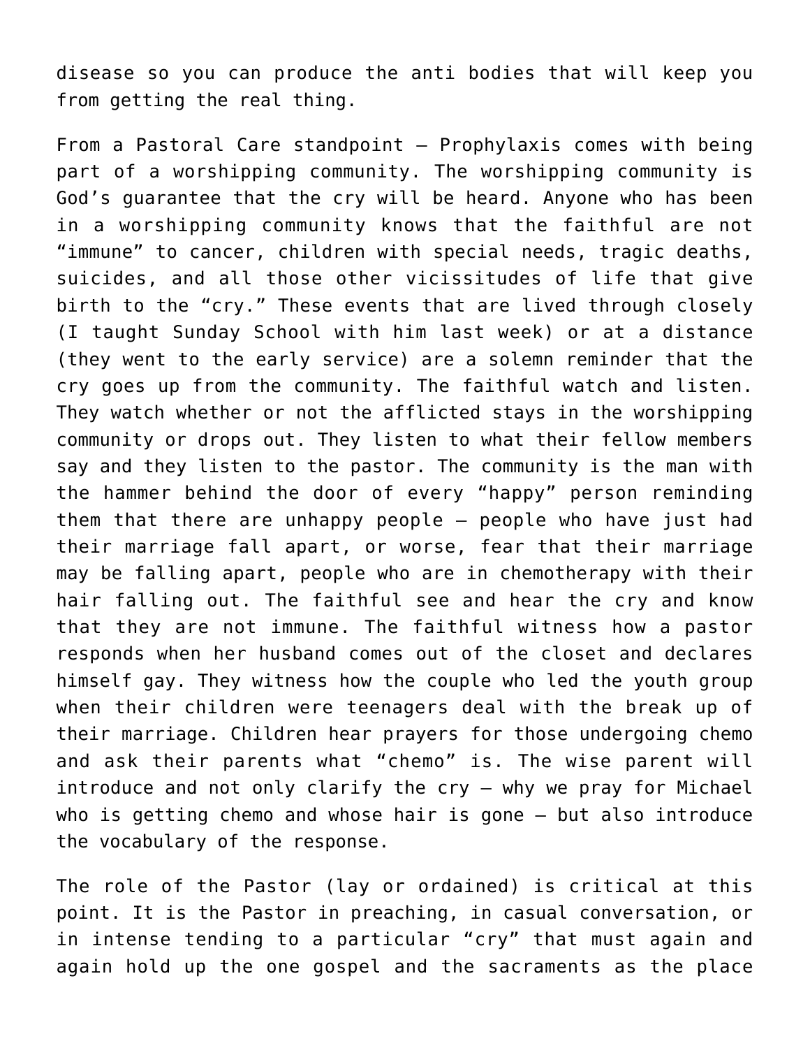disease so you can produce the anti bodies that will keep you from getting the real thing.

From a Pastoral Care standpoint – Prophylaxis comes with being part of a worshipping community. The worshipping community is God's guarantee that the cry will be heard. Anyone who has been in a worshipping community knows that the faithful are not "immune" to cancer, children with special needs, tragic deaths, suicides, and all those other vicissitudes of life that give birth to the "cry." These events that are lived through closely (I taught Sunday School with him last week) or at a distance (they went to the early service) are a solemn reminder that the cry goes up from the community. The faithful watch and listen. They watch whether or not the afflicted stays in the worshipping community or drops out. They listen to what their fellow members say and they listen to the pastor. The community is the man with the hammer behind the door of every "happy" person reminding them that there are unhappy people – people who have just had their marriage fall apart, or worse, fear that their marriage may be falling apart, people who are in chemotherapy with their hair falling out. The faithful see and hear the cry and know that they are not immune. The faithful witness how a pastor responds when her husband comes out of the closet and declares himself gay. They witness how the couple who led the youth group when their children were teenagers deal with the break up of their marriage. Children hear prayers for those undergoing chemo and ask their parents what "chemo" is. The wise parent will introduce and not only clarify the cry – why we pray for Michael who is getting chemo and whose hair is gone – but also introduce the vocabulary of the response.

The role of the Pastor (lay or ordained) is critical at this point. It is the Pastor in preaching, in casual conversation, or in intense tending to a particular "cry" that must again and again hold up the one gospel and the sacraments as the place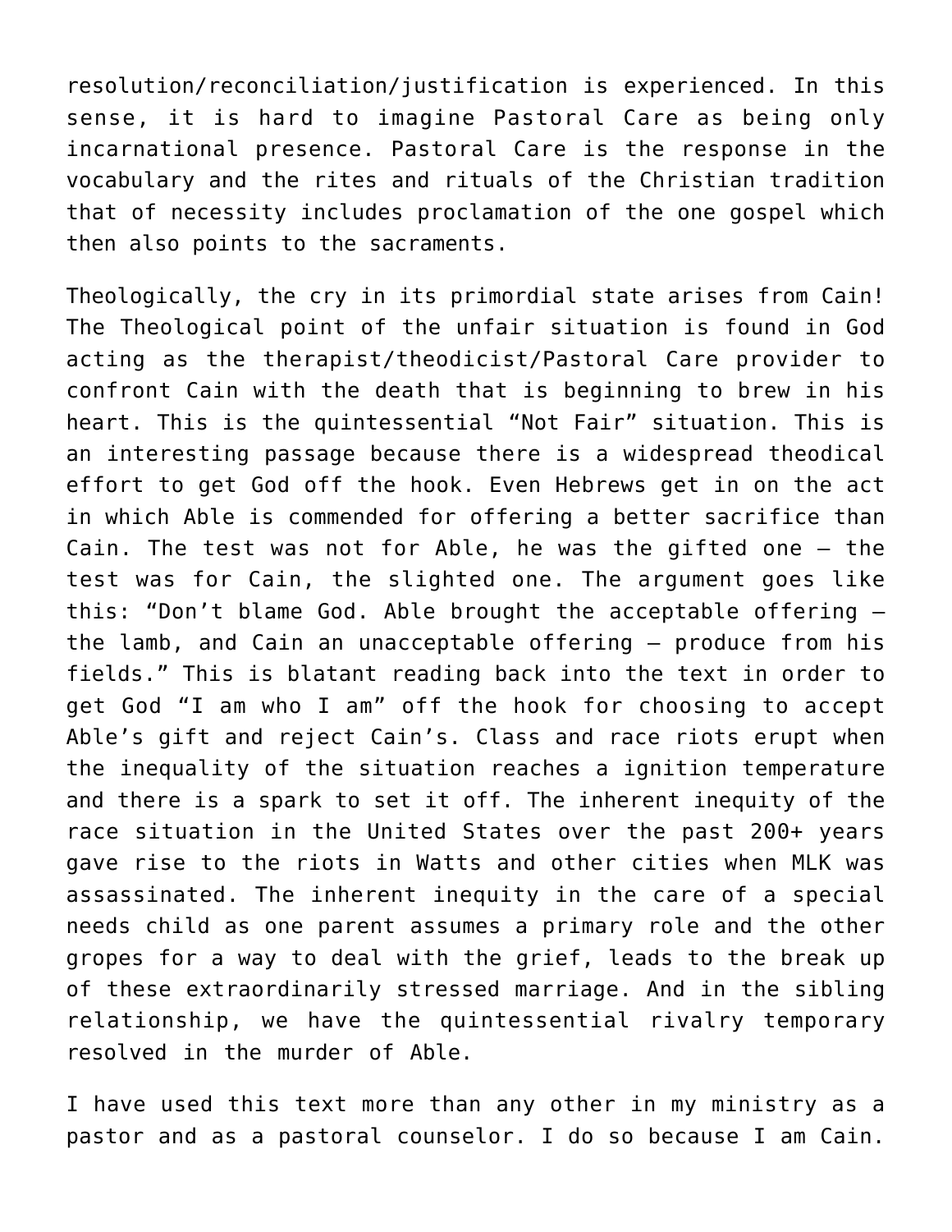resolution/reconciliation/justification is experienced. In this sense, it is hard to imagine Pastoral Care as being only incarnational presence. Pastoral Care is the response in the vocabulary and the rites and rituals of the Christian tradition that of necessity includes proclamation of the one gospel which then also points to the sacraments.

Theologically, the cry in its primordial state arises from Cain! The Theological point of the unfair situation is found in God acting as the therapist/theodicist/Pastoral Care provider to confront Cain with the death that is beginning to brew in his heart. This is the quintessential "Not Fair" situation. This is an interesting passage because there is a widespread theodical effort to get God off the hook. Even Hebrews get in on the act in which Able is commended for offering a better sacrifice than Cain. The test was not for Able, he was the gifted one – the test was for Cain, the slighted one. The argument goes like this: "Don't blame God. Able brought the acceptable offering – the lamb, and Cain an unacceptable offering – produce from his fields." This is blatant reading back into the text in order to get God "I am who I am" off the hook for choosing to accept Able's gift and reject Cain's. Class and race riots erupt when the inequality of the situation reaches a ignition temperature and there is a spark to set it off. The inherent inequity of the race situation in the United States over the past 200+ years gave rise to the riots in Watts and other cities when MLK was assassinated. The inherent inequity in the care of a special needs child as one parent assumes a primary role and the other gropes for a way to deal with the grief, leads to the break up of these extraordinarily stressed marriage. And in the sibling relationship, we have the quintessential rivalry temporary resolved in the murder of Able.

I have used this text more than any other in my ministry as a pastor and as a pastoral counselor. I do so because I am Cain.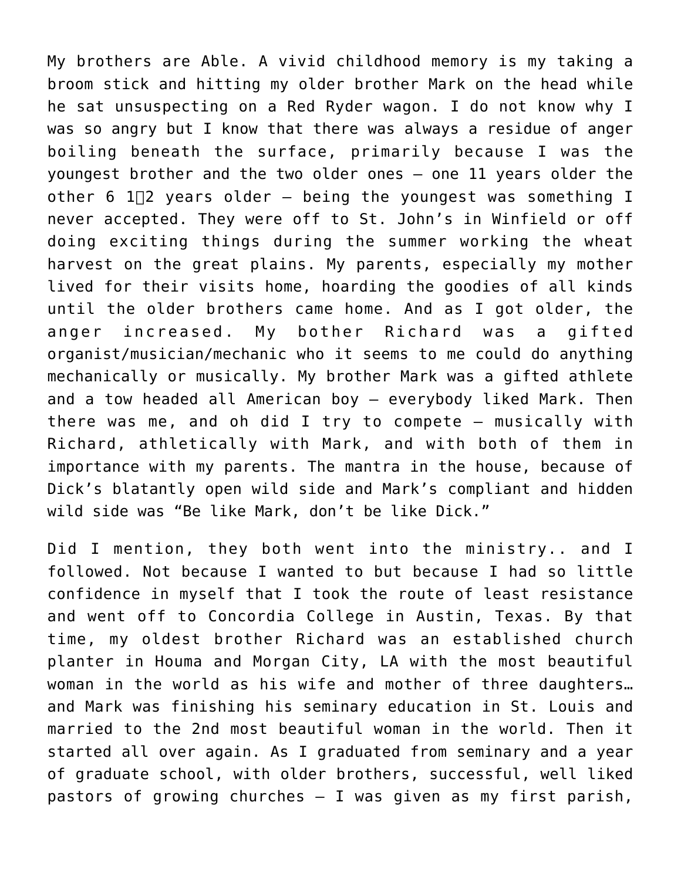My brothers are Able. A vivid childhood memory is my taking a broom stick and hitting my older brother Mark on the head while he sat unsuspecting on a Red Ryder wagon. I do not know why I was so angry but I know that there was always a residue of anger boiling beneath the surface, primarily because I was the youngest brother and the two older ones – one 11 years older the other 6 1⁄2 years older – being the youngest was something I never accepted. They were off to St. John's in Winfield or off doing exciting things during the summer working the wheat harvest on the great plains. My parents, especially my mother lived for their visits home, hoarding the goodies of all kinds until the older brothers came home. And as I got older, the anger increased. My bother Richard was a gifted organist/musician/mechanic who it seems to me could do anything mechanically or musically. My brother Mark was a gifted athlete and a tow headed all American boy – everybody liked Mark. Then there was me, and oh did I try to compete – musically with Richard, athletically with Mark, and with both of them in importance with my parents. The mantra in the house, because of Dick's blatantly open wild side and Mark's compliant and hidden wild side was "Be like Mark, don't be like Dick."

Did I mention, they both went into the ministry.. and I followed. Not because I wanted to but because I had so little confidence in myself that I took the route of least resistance and went off to Concordia College in Austin, Texas. By that time, my oldest brother Richard was an established church planter in Houma and Morgan City, LA with the most beautiful woman in the world as his wife and mother of three daughters… and Mark was finishing his seminary education in St. Louis and married to the 2nd most beautiful woman in the world. Then it started all over again. As I graduated from seminary and a year of graduate school, with older brothers, successful, well liked pastors of growing churches – I was given as my first parish,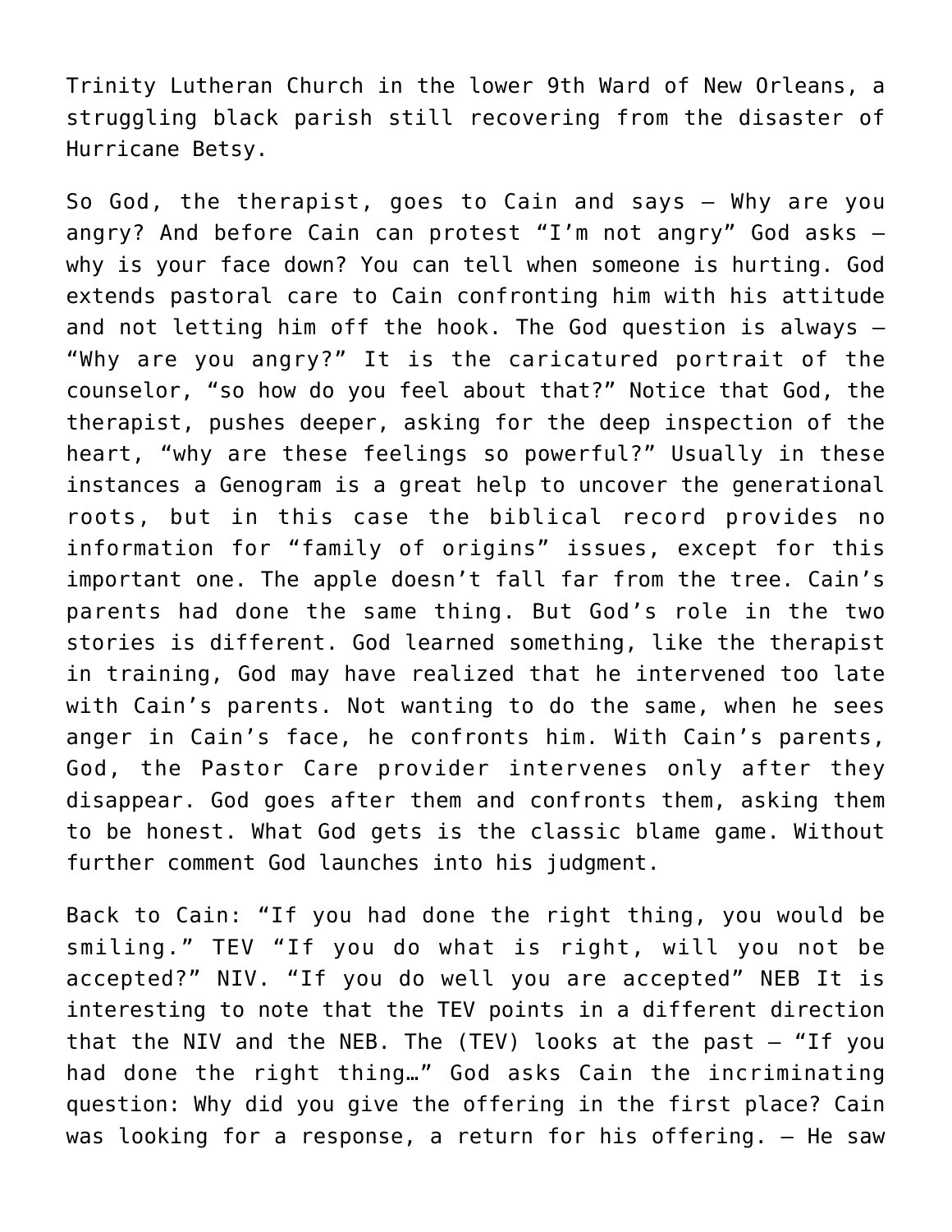Trinity Lutheran Church in the lower 9th Ward of New Orleans, a struggling black parish still recovering from the disaster of Hurricane Betsy.

So God, the therapist, goes to Cain and says – Why are you angry? And before Cain can protest "I'm not angry" God asks – why is your face down? You can tell when someone is hurting. God extends pastoral care to Cain confronting him with his attitude and not letting him off the hook. The God question is always – "Why are you angry?" It is the caricatured portrait of the counselor, "so how do you feel about that?" Notice that God, the therapist, pushes deeper, asking for the deep inspection of the heart, "why are these feelings so powerful?" Usually in these instances a Genogram is a great help to uncover the generational roots, but in this case the biblical record provides no information for "family of origins" issues, except for this important one. The apple doesn't fall far from the tree. Cain's parents had done the same thing. But God's role in the two stories is different. God learned something, like the therapist in training, God may have realized that he intervened too late with Cain's parents. Not wanting to do the same, when he sees anger in Cain's face, he confronts him. With Cain's parents, God, the Pastor Care provider intervenes only after they disappear. God goes after them and confronts them, asking them to be honest. What God gets is the classic blame game. Without further comment God launches into his judgment.

Back to Cain: "If you had done the right thing, you would be smiling." TEV "If you do what is right, will you not be accepted?" NIV. "If you do well you are accepted" NEB It is interesting to note that the TEV points in a different direction that the NIV and the NEB. The (TEV) looks at the past – "If you had done the right thing…" God asks Cain the incriminating question: Why did you give the offering in the first place? Cain was looking for a response, a return for his offering. – He saw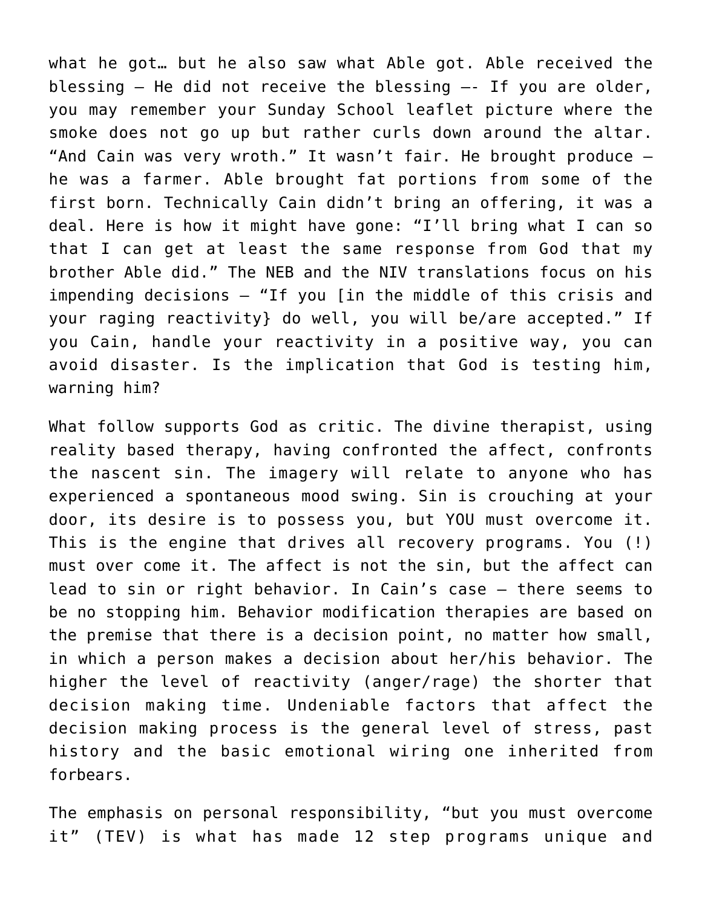what he got… but he also saw what Able got. Able received the blessing – He did not receive the blessing –- If you are older, you may remember your Sunday School leaflet picture where the smoke does not go up but rather curls down around the altar. “And Cain was very wroth.” It wasn’t fair. He brought produce – he was a farmer. Able brought fat portions from some of the first born. Technically Cain didn’t bring an offering, it was a deal. Here is how it might have gone: “I’ll bring what I can so that I can get at least the same response from God that my brother Able did.” The NEB and the NIV translations focus on his impending decisions – “If you [in the middle of this crisis and your raging reactivity} do well, you will be/are accepted.” If you Cain, handle your reactivity in a positive way, you can avoid disaster. Is the implication that God is testing him, warning him?

What follow supports God as critic. The divine therapist, using reality based therapy, having confronted the affect, confronts the nascent sin. The imagery will relate to anyone who has experienced a spontaneous mood swing. Sin is crouching at your door, its desire is to possess you, but YOU must overcome it. This is the engine that drives all recovery programs. You (!) must over come it. The affect is not the sin, but the affect can lead to sin or right behavior. In Cain’s case – there seems to be no stopping him. Behavior modification therapies are based on the premise that there is a decision point, no matter how small, in which a person makes a decision about her/his behavior. The higher the level of reactivity (anger/rage) the shorter that decision making time. Undeniable factors that affect the decision making process is the general level of stress, past history and the basic emotional wiring one inherited from forbears.

The emphasis on personal responsibility, “but you must overcome it” (TEV) is what has made 12 step programs unique and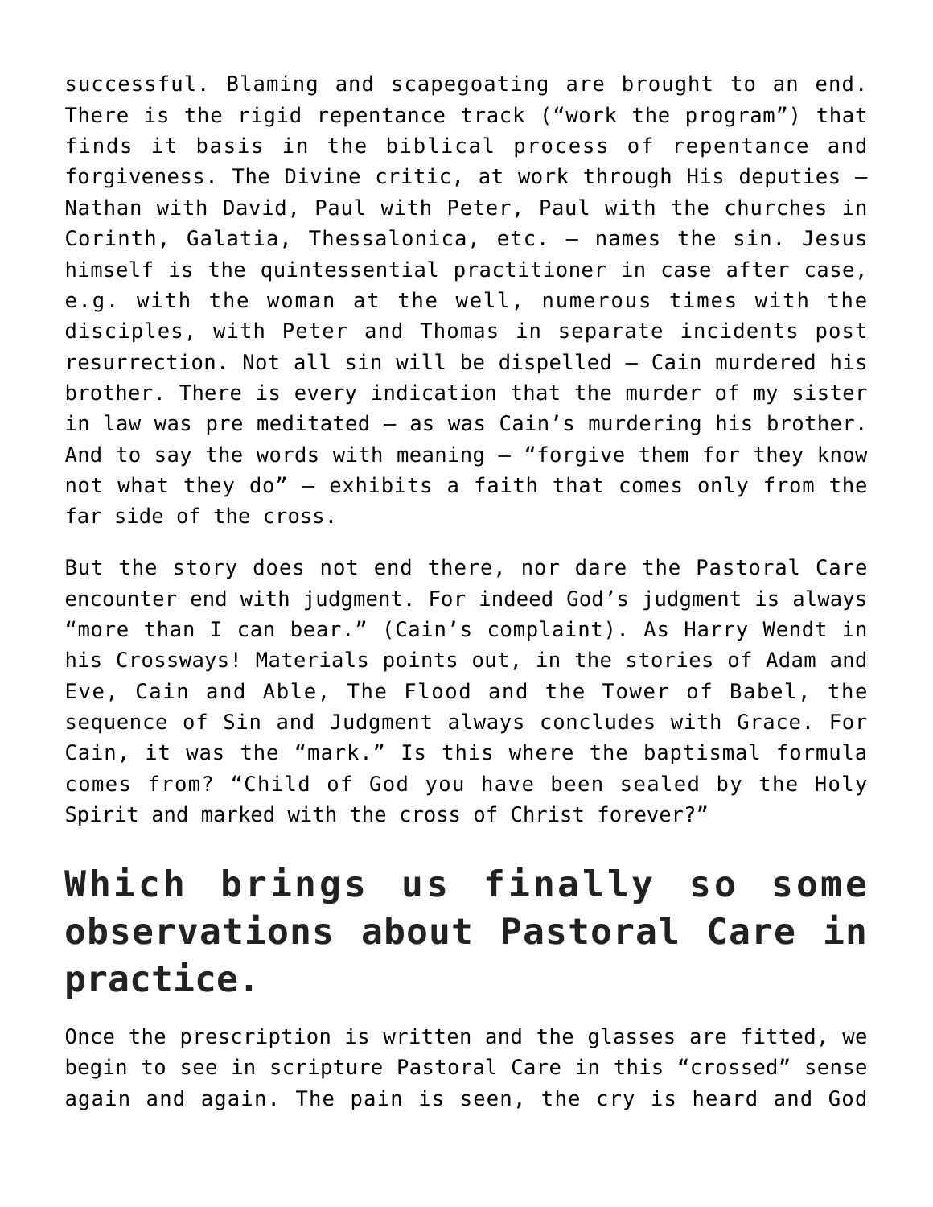successful. Blaming and scapegoating are brought to an end. There is the rigid repentance track ("work the program") that finds it basis in the biblical process of repentance and forgiveness. The Divine critic, at work through His deputies – Nathan with David, Paul with Peter, Paul with the churches in Corinth, Galatia, Thessalonica, etc. – names the sin. Jesus himself is the quintessential practitioner in case after case, e.g. with the woman at the well, numerous times with the disciples, with Peter and Thomas in separate incidents post resurrection. Not all sin will be dispelled – Cain murdered his brother. There is every indication that the murder of my sister in law was pre meditated – as was Cain's murdering his brother. And to say the words with meaning – "forgive them for they know not what they do" – exhibits a faith that comes only from the far side of the cross.

But the story does not end there, nor dare the Pastoral Care encounter end with judgment. For indeed God's judgment is always "more than I can bear." (Cain's complaint). As Harry Wendt in his Crossways! Materials points out, in the stories of Adam and Eve, Cain and Able, The Flood and the Tower of Babel, the sequence of Sin and Judgment always concludes with Grace. For Cain, it was the "mark." Is this where the baptismal formula comes from? "Child of God you have been sealed by the Holy Spirit and marked with the cross of Christ forever?"

## Which brings us finally so some observations about Pastoral Care in practice.

Once the prescription is written and the glasses are fitted, we begin to see in scripture Pastoral Care in this "crossed" sense again and again. The pain is seen, the cry is heard and God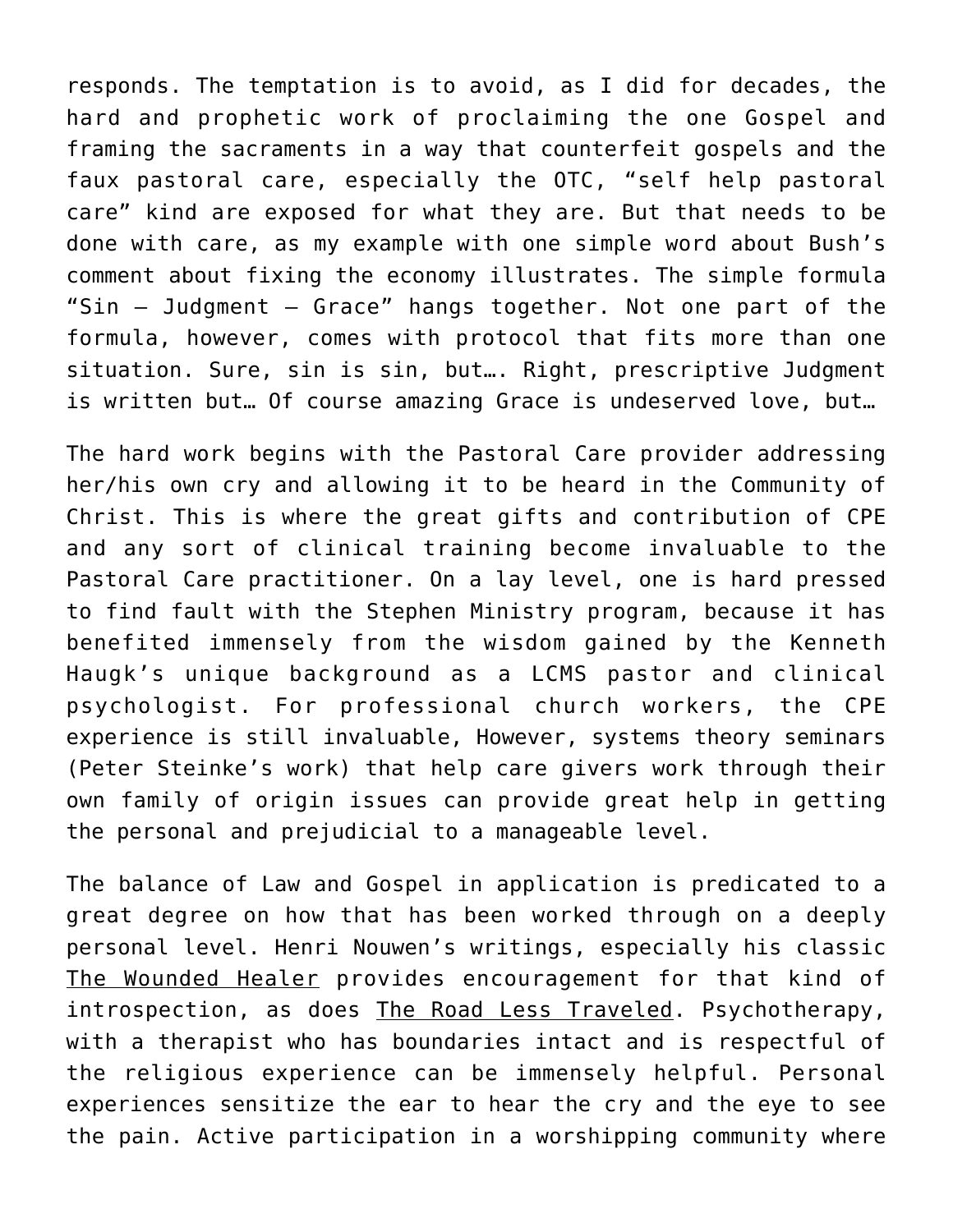responds. The temptation is to avoid, as I did for decades, the hard and prophetic work of proclaiming the one Gospel and framing the sacraments in a way that counterfeit gospels and the faux pastoral care, especially the OTC, "self help pastoral care" kind are exposed for what they are. But that needs to be done with care, as my example with one simple word about Bush's comment about fixing the economy illustrates. The simple formula "Sin – Judgment – Grace" hangs together. Not one part of the formula, however, comes with protocol that fits more than one situation. Sure, sin is sin, but…. Right, prescriptive Judgment is written but… Of course amazing Grace is undeserved love, but…

The hard work begins with the Pastoral Care provider addressing her/his own cry and allowing it to be heard in the Community of Christ. This is where the great gifts and contribution of CPE and any sort of clinical training become invaluable to the Pastoral Care practitioner. On a lay level, one is hard pressed to find fault with the Stephen Ministry program, because it has benefited immensely from the wisdom gained by the Kenneth Haugk's unique background as a LCMS pastor and clinical psychologist. For professional church workers, the CPE experience is still invaluable, However, systems theory seminars (Peter Steinke's work) that help care givers work through their own family of origin issues can provide great help in getting the personal and prejudicial to a manageable level.

The balance of Law and Gospel in application is predicated to a great degree on how that has been worked through on a deeply personal level. Henri Nouwen's writings, especially his classic The Wounded Healer provides encouragement for that kind of introspection, as does The Road Less Traveled. Psychotherapy, with a therapist who has boundaries intact and is respectful of the religious experience can be immensely helpful. Personal experiences sensitize the ear to hear the cry and the eye to see the pain. Active participation in a worshipping community where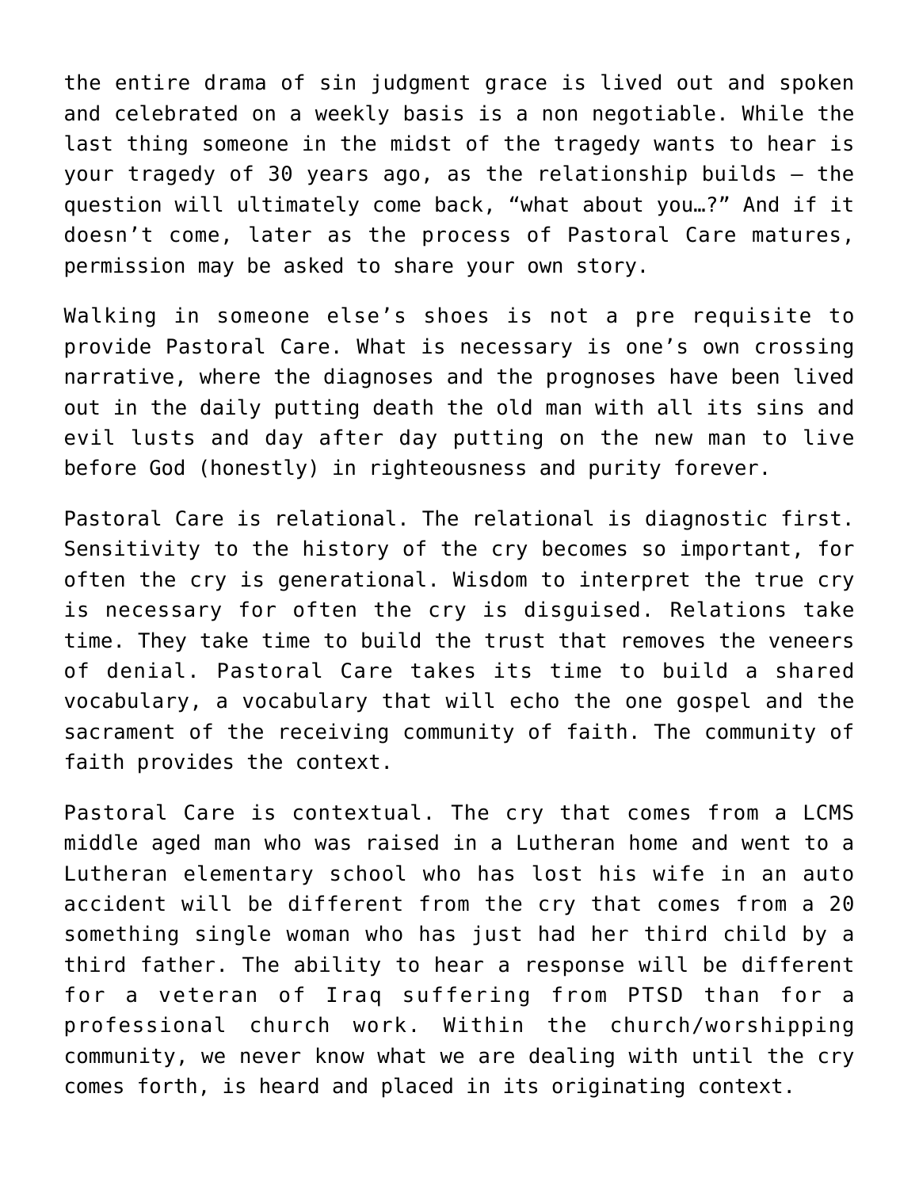the entire drama of sin judgment grace is lived out and spoken and celebrated on a weekly basis is a non negotiable. While the last thing someone in the midst of the tragedy wants to hear is your tragedy of 30 years ago, as the relationship builds – the question will ultimately come back, "what about you…?" And if it doesn't come, later as the process of Pastoral Care matures, permission may be asked to share your own story.

Walking in someone else's shoes is not a pre requisite to provide Pastoral Care. What is necessary is one's own crossing narrative, where the diagnoses and the prognoses have been lived out in the daily putting death the old man with all its sins and evil lusts and day after day putting on the new man to live before God (honestly) in righteousness and purity forever.

Pastoral Care is relational. The relational is diagnostic first. Sensitivity to the history of the cry becomes so important, for often the cry is generational. Wisdom to interpret the true cry is necessary for often the cry is disguised. Relations take time. They take time to build the trust that removes the veneers of denial. Pastoral Care takes its time to build a shared vocabulary, a vocabulary that will echo the one gospel and the sacrament of the receiving community of faith. The community of faith provides the context.

Pastoral Care is contextual. The cry that comes from a LCMS middle aged man who was raised in a Lutheran home and went to a Lutheran elementary school who has lost his wife in an auto accident will be different from the cry that comes from a 20 something single woman who has just had her third child by a third father. The ability to hear a response will be different for a veteran of Iraq suffering from PTSD than for a professional church work. Within the church/worshipping community, we never know what we are dealing with until the cry comes forth, is heard and placed in its originating context.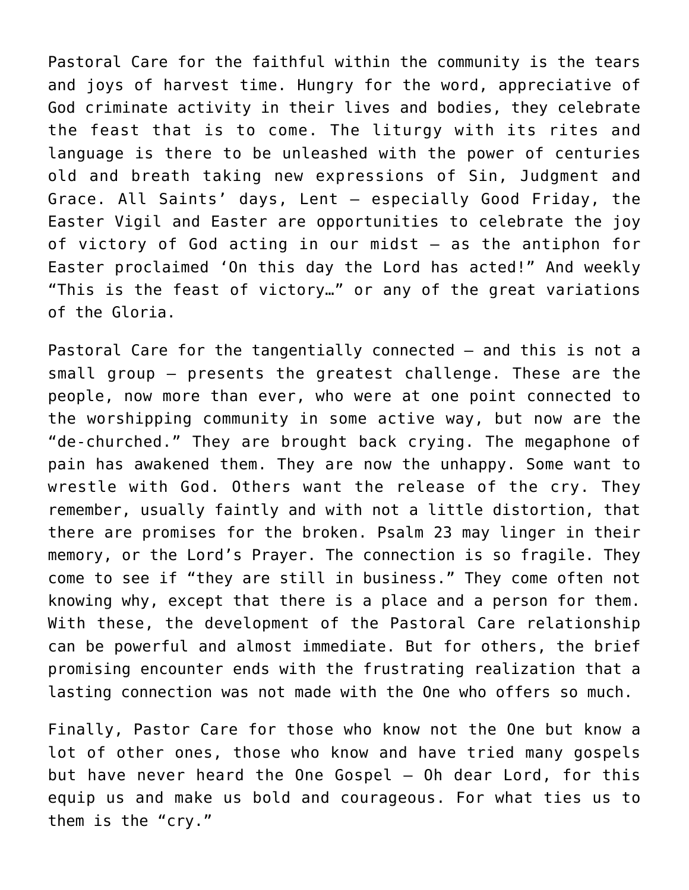Pastoral Care for the faithful within the community is the tears and joys of harvest time. Hungry for the word, appreciative of God criminate activity in their lives and bodies, they celebrate the feast that is to come. The liturgy with its rites and language is there to be unleashed with the power of centuries old and breath taking new expressions of Sin, Judgment and Grace. All Saints' days, Lent – especially Good Friday, the Easter Vigil and Easter are opportunities to celebrate the joy of victory of God acting in our midst – as the antiphon for Easter proclaimed 'On this day the Lord has acted!" And weekly "This is the feast of victory…" or any of the great variations of the Gloria.

Pastoral Care for the tangentially connected – and this is not a small group – presents the greatest challenge. These are the people, now more than ever, who were at one point connected to the worshipping community in some active way, but now are the "de-churched." They are brought back crying. The megaphone of pain has awakened them. They are now the unhappy. Some want to wrestle with God. Others want the release of the cry. They remember, usually faintly and with not a little distortion, that there are promises for the broken. Psalm 23 may linger in their memory, or the Lord's Prayer. The connection is so fragile. They come to see if "they are still in business." They come often not knowing why, except that there is a place and a person for them. With these, the development of the Pastoral Care relationship can be powerful and almost immediate. But for others, the brief promising encounter ends with the frustrating realization that a lasting connection was not made with the One who offers so much.

Finally, Pastor Care for those who know not the One but know a lot of other ones, those who know and have tried many gospels but have never heard the One Gospel – Oh dear Lord, for this equip us and make us bold and courageous. For what ties us to them is the "cry."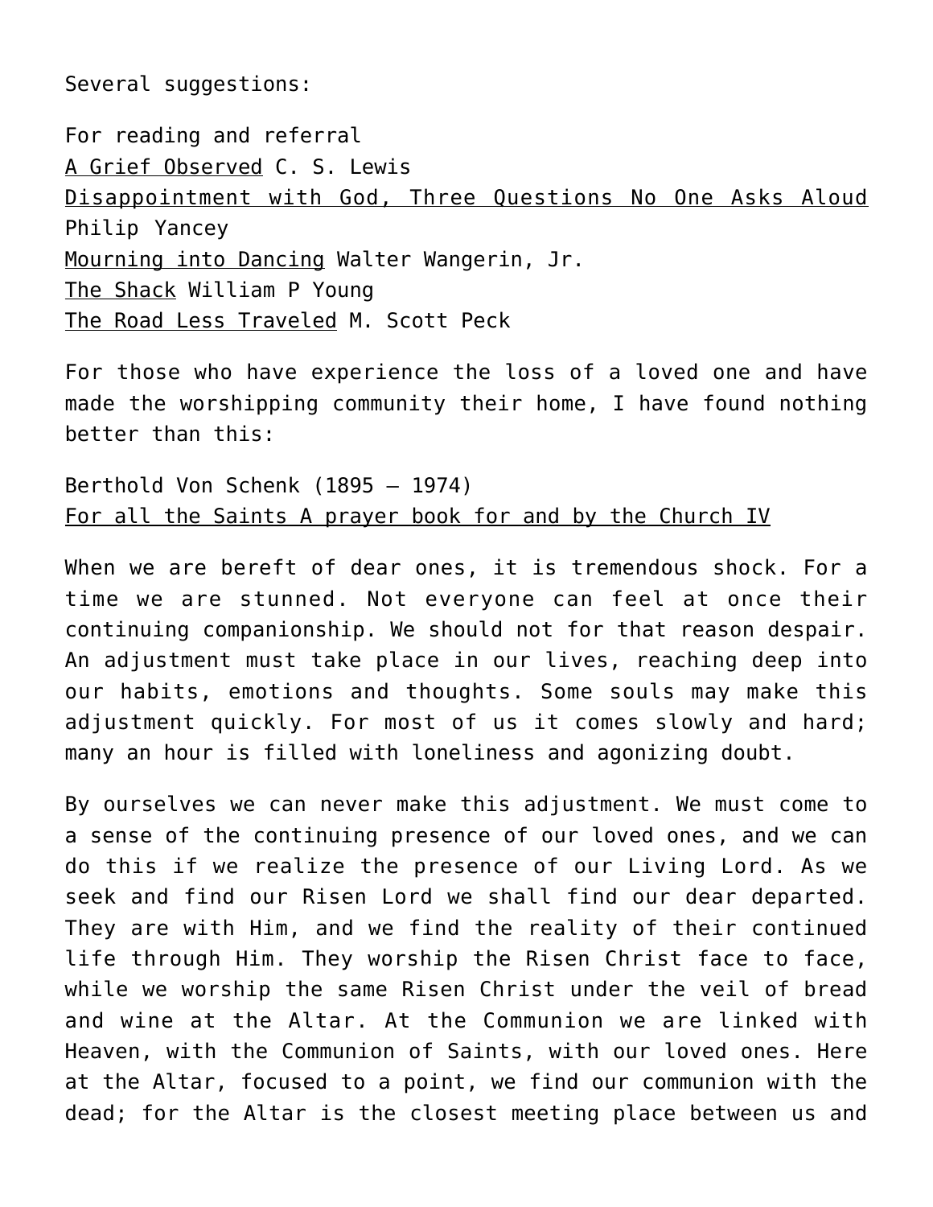Several suggestions:

For reading and referral
<u>A Grief Observed</u> C. S. Lewis
<u>Disappointment with God, Three Questions No One Asks Aloud</u> Philip Yancey
<u>Mourning into Dancing</u> Walter Wangerin, Jr.
<u>The Shack</u> William P Young
<u>The Road Less Traveled</u> M. Scott Peck

For those who have experience the loss of a loved one and have made the worshipping community their home, I have found nothing better than this:

Berthold Von Schenk (1895 – 1974)
<u>For all the Saints A prayer book for and by the Church IV</u>

When we are bereft of dear ones, it is tremendous shock. For a time we are stunned. Not everyone can feel at once their continuing companionship. We should not for that reason despair. An adjustment must take place in our lives, reaching deep into our habits, emotions and thoughts. Some souls may make this adjustment quickly. For most of us it comes slowly and hard; many an hour is filled with loneliness and agonizing doubt.

By ourselves we can never make this adjustment. We must come to a sense of the continuing presence of our loved ones, and we can do this if we realize the presence of our Living Lord. As we seek and find our Risen Lord we shall find our dear departed. They are with Him, and we find the reality of their continued life through Him. They worship the Risen Christ face to face, while we worship the same Risen Christ under the veil of bread and wine at the Altar. At the Communion we are linked with Heaven, with the Communion of Saints, with our loved ones. Here at the Altar, focused to a point, we find our communion with the dead; for the Altar is the closest meeting place between us and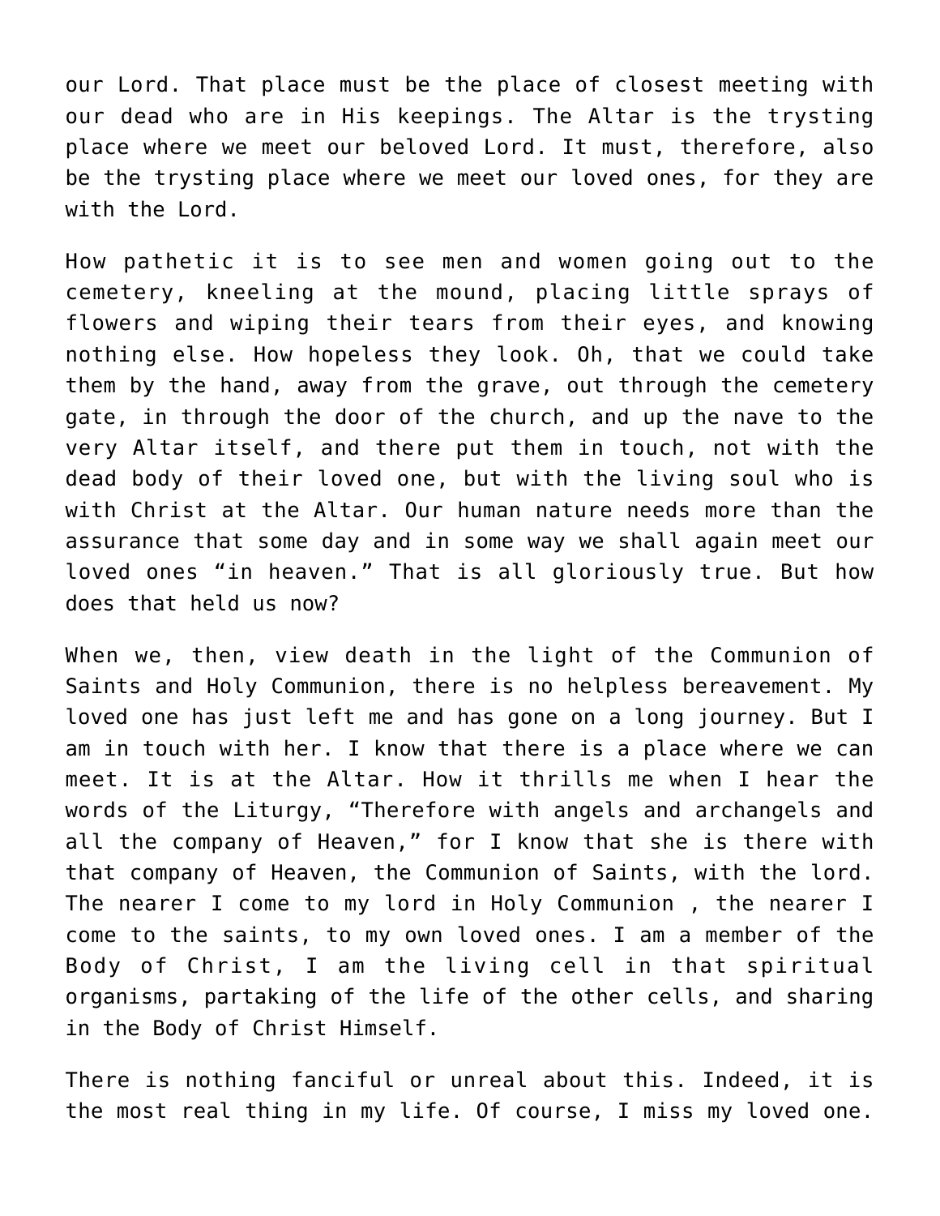our Lord. That place must be the place of closest meeting with our dead who are in His keepings. The Altar is the trysting place where we meet our beloved Lord. It must, therefore, also be the trysting place where we meet our loved ones, for they are with the Lord.

How pathetic it is to see men and women going out to the cemetery, kneeling at the mound, placing little sprays of flowers and wiping their tears from their eyes, and knowing nothing else. How hopeless they look. Oh, that we could take them by the hand, away from the grave, out through the cemetery gate, in through the door of the church, and up the nave to the very Altar itself, and there put them in touch, not with the dead body of their loved one, but with the living soul who is with Christ at the Altar. Our human nature needs more than the assurance that some day and in some way we shall again meet our loved ones "in heaven." That is all gloriously true. But how does that held us now?

When we, then, view death in the light of the Communion of Saints and Holy Communion, there is no helpless bereavement. My loved one has just left me and has gone on a long journey. But I am in touch with her. I know that there is a place where we can meet. It is at the Altar. How it thrills me when I hear the words of the Liturgy, "Therefore with angels and archangels and all the company of Heaven," for I know that she is there with that company of Heaven, the Communion of Saints, with the lord. The nearer I come to my lord in Holy Communion , the nearer I come to the saints, to my own loved ones. I am a member of the Body of Christ, I am the living cell in that spiritual organisms, partaking of the life of the other cells, and sharing in the Body of Christ Himself.

There is nothing fanciful or unreal about this. Indeed, it is the most real thing in my life. Of course, I miss my loved one.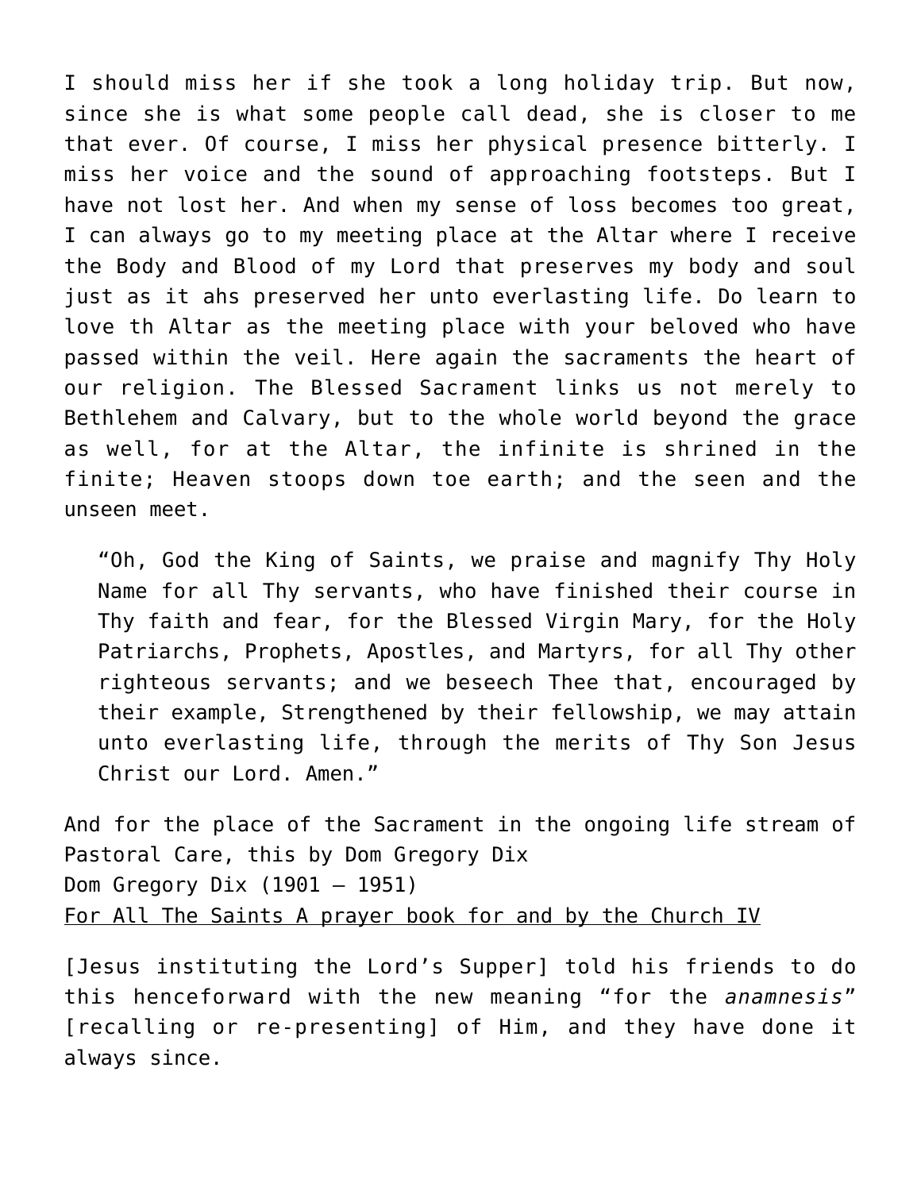I should miss her if she took a long holiday trip. But now, since she is what some people call dead, she is closer to me that ever. Of course, I miss her physical presence bitterly. I miss her voice and the sound of approaching footsteps. But I have not lost her. And when my sense of loss becomes too great, I can always go to my meeting place at the Altar where I receive the Body and Blood of my Lord that preserves my body and soul just as it ahs preserved her unto everlasting life. Do learn to love th Altar as the meeting place with your beloved who have passed within the veil. Here again the sacraments the heart of our religion. The Blessed Sacrament links us not merely to Bethlehem and Calvary, but to the whole world beyond the grace as well, for at the Altar, the infinite is shrined in the finite; Heaven stoops down toe earth; and the seen and the unseen meet.

> "Oh, God the King of Saints, we praise and magnify Thy Holy Name for all Thy servants, who have finished their course in Thy faith and fear, for the Blessed Virgin Mary, for the Holy Patriarchs, Prophets, Apostles, and Martyrs, for all Thy other righteous servants; and we beseech Thee that, encouraged by their example, Strengthened by their fellowship, we may attain unto everlasting life, through the merits of Thy Son Jesus Christ our Lord. Amen."

And for the place of the Sacrament in the ongoing life stream of Pastoral Care, this by Dom Gregory Dix
Dom Gregory Dix (1901 – 1951)
For All The Saints A prayer book for and by the Church IV

[Jesus instituting the Lord's Supper] told his friends to do this henceforward with the new meaning "for the *anamnesis*" [recalling or re-presenting] of Him, and they have done it always since.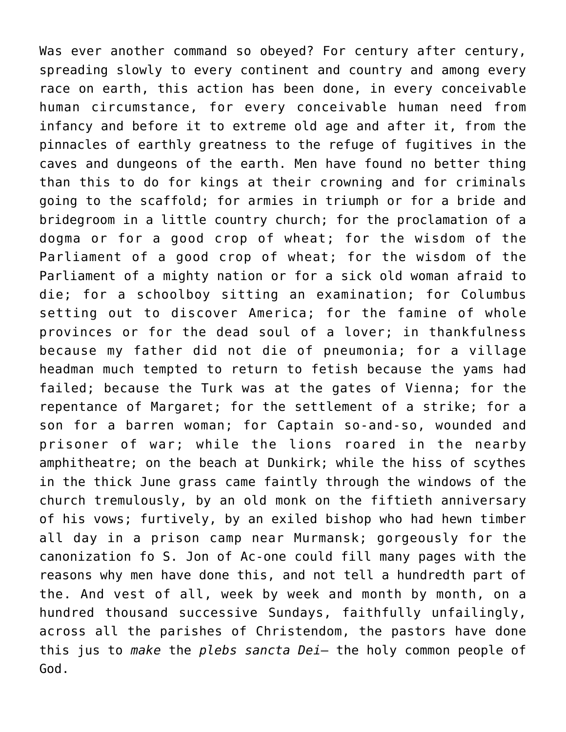Was ever another command so obeyed? For century after century, spreading slowly to every continent and country and among every race on earth, this action has been done, in every conceivable human circumstance, for every conceivable human need from infancy and before it to extreme old age and after it, from the pinnacles of earthly greatness to the refuge of fugitives in the caves and dungeons of the earth. Men have found no better thing than this to do for kings at their crowning and for criminals going to the scaffold; for armies in triumph or for a bride and bridegroom in a little country church; for the proclamation of a dogma or for a good crop of wheat; for the wisdom of the Parliament of a good crop of wheat; for the wisdom of the Parliament of a mighty nation or for a sick old woman afraid to die; for a schoolboy sitting an examination; for Columbus setting out to discover America; for the famine of whole provinces or for the dead soul of a lover; in thankfulness because my father did not die of pneumonia; for a village headman much tempted to return to fetish because the yams had failed; because the Turk was at the gates of Vienna; for the repentance of Margaret; for the settlement of a strike; for a son for a barren woman; for Captain so-and-so, wounded and prisoner of war; while the lions roared in the nearby amphitheatre; on the beach at Dunkirk; while the hiss of scythes in the thick June grass came faintly through the windows of the church tremulously, by an old monk on the fiftieth anniversary of his vows; furtively, by an exiled bishop who had hewn timber all day in a prison camp near Murmansk; gorgeously for the canonization fo S. Jon of Ac-one could fill many pages with the reasons why men have done this, and not tell a hundredth part of the. And vest of all, week by week and month by month, on a hundred thousand successive Sundays, faithfully unfailingly, across all the parishes of Christendom, the pastors have done this jus to *make* the *plebs sancta Dei*– the holy common people of God.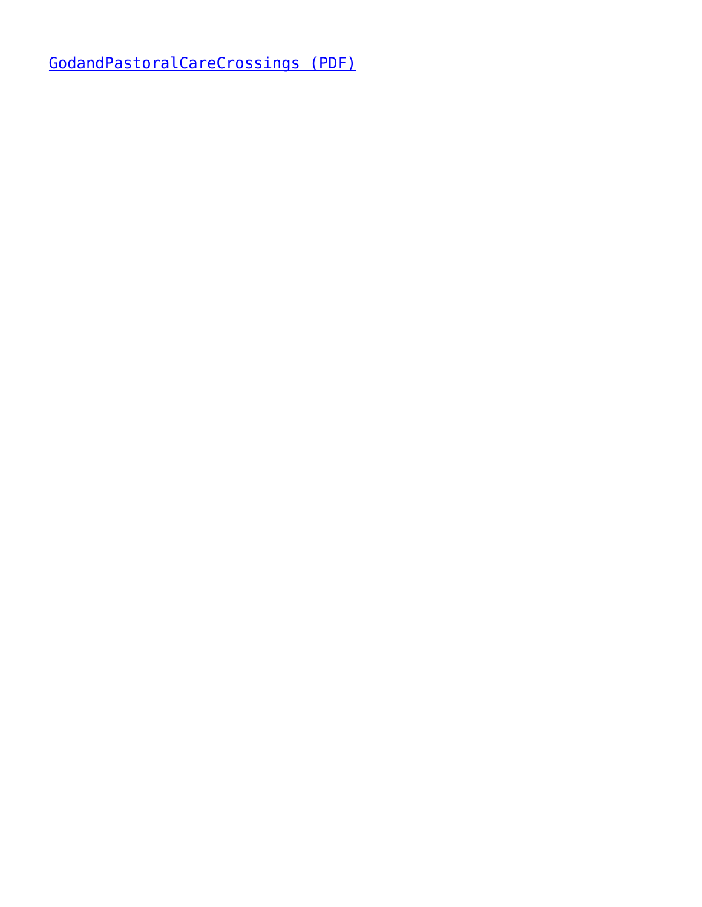GodandPastoralCareCrossings (PDF)